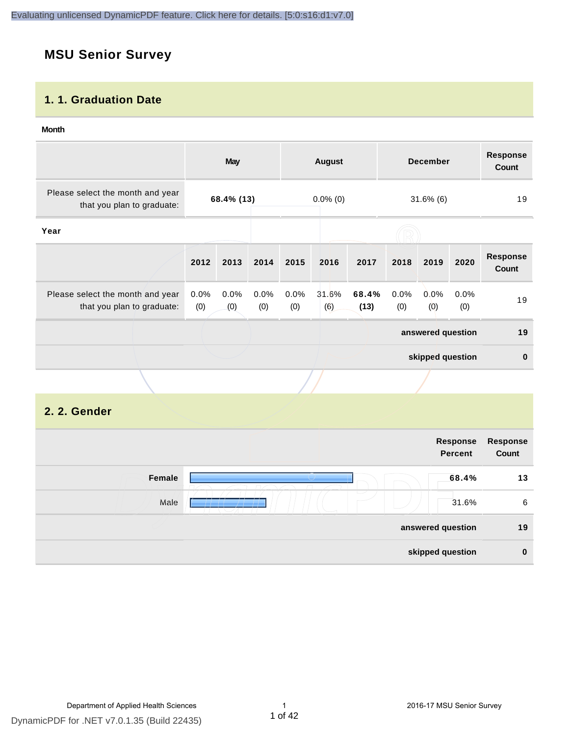## MSU Senior Survey

### 1. 1. Graduation Date

**Month**

| | May | August | December | Response Count |
|---|---|---|---|---|
| Please select the month and year that you plan to graduate: | **68.4% (13)** | 0.0% (0) | 31.6% (6) | 19 |

**Year**

| | 2012 | 2013 | 2014 | 2015 | 2016 | 2017 | 2018 | 2019 | 2020 | Response Count |
|---|---|---|---|---|---|---|---|---|---|---|
| Please select the month and year that you plan to graduate: | 0.0% (0) | 0.0% (0) | 0.0% (0) | 0.0% (0) | 31.6% (6) | **68.4% (13)** | 0.0% (0) | 0.0% (0) | 0.0% (0) | 19 |

| | |
|---|---|
| **answered question** | **19** |
| **skipped question** | **0** |

### 2. 2. Gender

| | Response Percent | Response Count |
|---|---|---|
| **Female** | **68.4%** | **13** |
| Male | 31.6% | 6 |
| **answered question** | | **19** |
| **skipped question** | | **0** |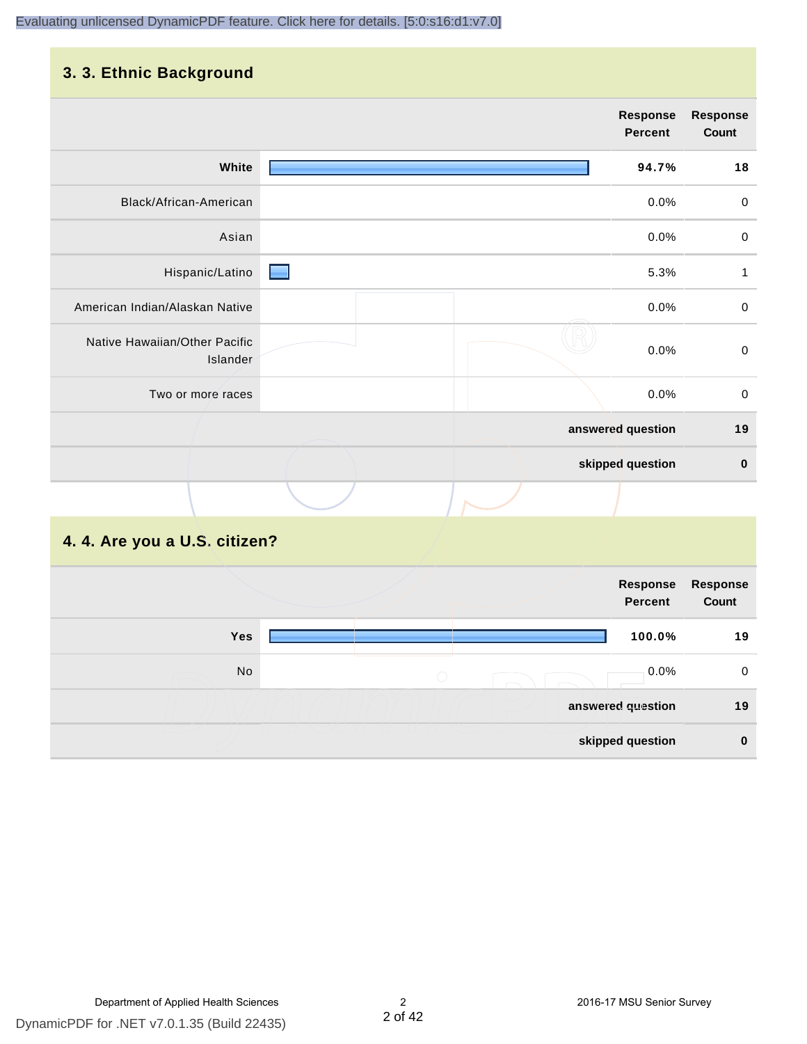## 3. 3. Ethnic Background

| | Response Percent | Response Count |
|---|---|---|
| **White** | **94.7%** | **18** |
| Black/African-American | 0.0% | 0 |
| Asian | 0.0% | 0 |
| Hispanic/Latino | 5.3% | 1 |
| American Indian/Alaskan Native | 0.0% | 0 |
| Native Hawaiian/Other Pacific Islander | 0.0% | 0 |
| Two or more races | 0.0% | 0 |
| **answered question** | | **19** |
| **skipped question** | | **0** |

## 4. 4. Are you a U.S. citizen?

| | Response Percent | Response Count |
|---|---|---|
| **Yes** | **100.0%** | **19** |
| No | 0.0% | 0 |
| **answered question** | | **19** |
| **skipped question** | | **0** |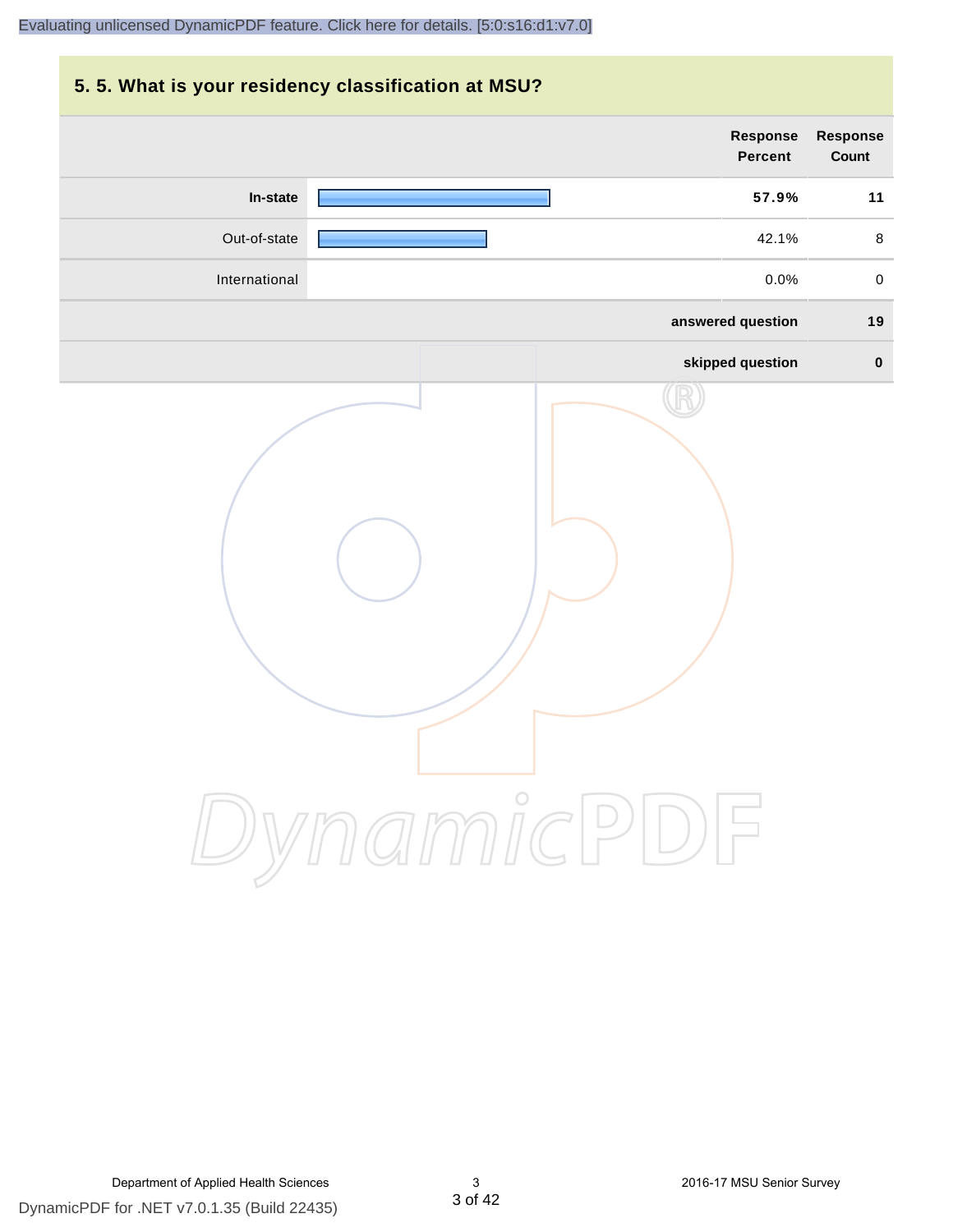## 5. 5. What is your residency classification at MSU?

| | Response Percent | Response Count |
|---|---|---|
| **In-state** | **57.9%** | **11** |
| Out-of-state | 42.1% | 8 |
| International | 0.0% | 0 |
| | **answered question** | **19** |
| | **skipped question** | **0** |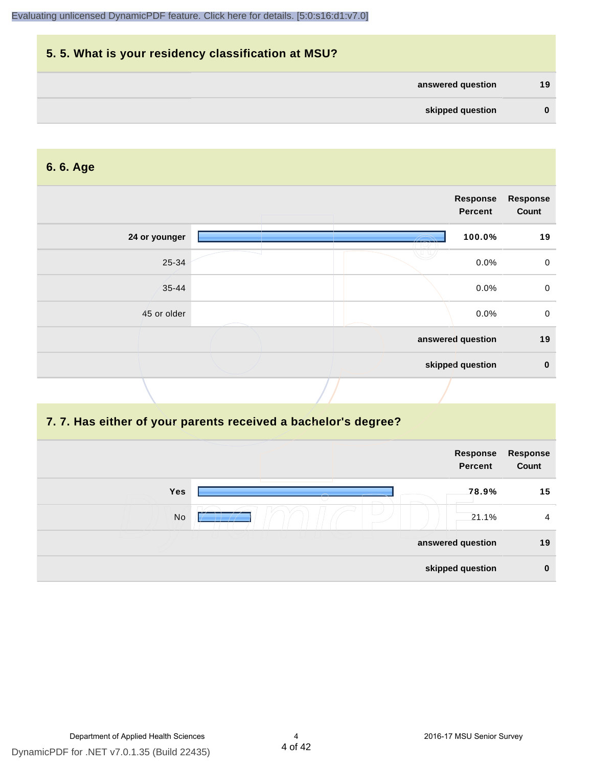## 5. 5. What is your residency classification at MSU?

| | |
|---|---|
| answered question | 19 |
| skipped question | 0 |

## 6. 6. Age

| | Response Percent | Response Count |
|---|---|---|
| 24 or younger | 100.0% | 19 |
| 25-34 | 0.0% | 0 |
| 35-44 | 0.0% | 0 |
| 45 or older | 0.0% | 0 |
| answered question | | 19 |
| skipped question | | 0 |

## 7. 7. Has either of your parents received a bachelor's degree?

| | Response Percent | Response Count |
|---|---|---|
| Yes | 78.9% | 15 |
| No | 21.1% | 4 |
| answered question | | 19 |
| skipped question | | 0 |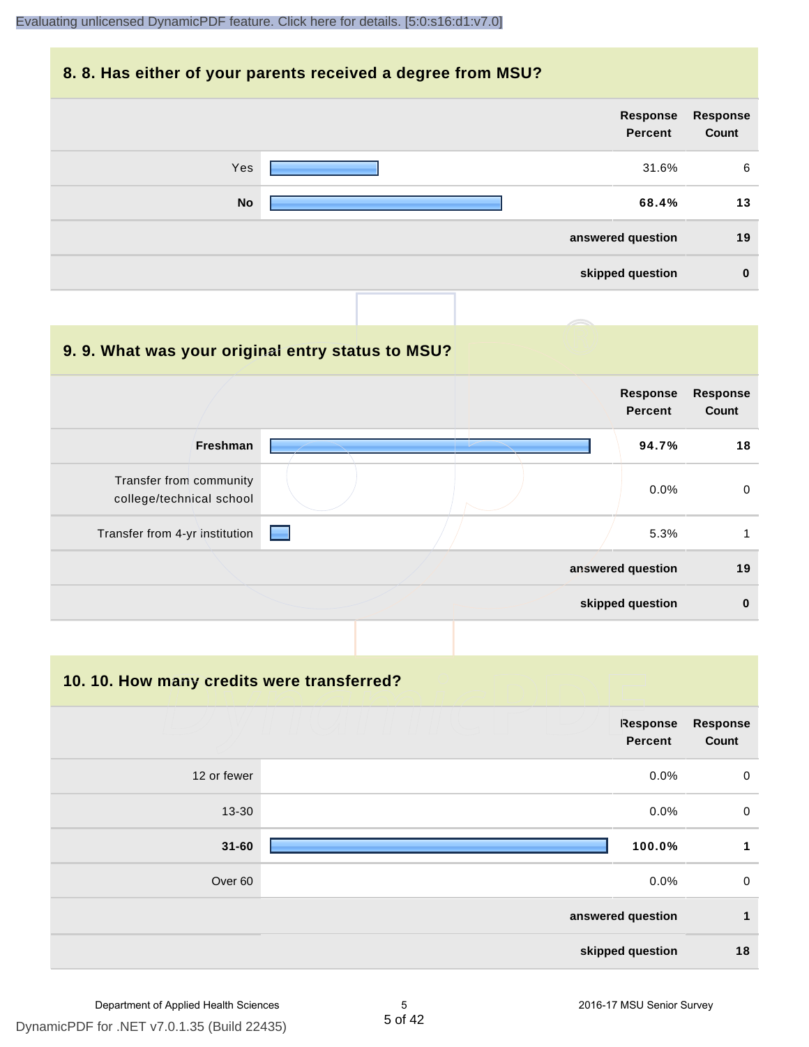## 8. 8. Has either of your parents received a degree from MSU?

| | Response Percent | Response Count |
|---|---|---|
| Yes | 31.6% | 6 |
| **No** | **68.4%** | **13** |
| | **answered question** | **19** |
| | **skipped question** | **0** |

## 9. 9. What was your original entry status to MSU?

| | Response Percent | Response Count |
|---|---|---|
| **Freshman** | **94.7%** | **18** |
| Transfer from community college/technical school | 0.0% | 0 |
| Transfer from 4-yr institution | 5.3% | 1 |
| | **answered question** | **19** |
| | **skipped question** | **0** |

## 10. 10. How many credits were transferred?

| | Response Percent | Response Count |
|---|---|---|
| 12 or fewer | 0.0% | 0 |
| 13-30 | 0.0% | 0 |
| **31-60** | **100.0%** | **1** |
| Over 60 | 0.0% | 0 |
| | **answered question** | **1** |
| | **skipped question** | **18** |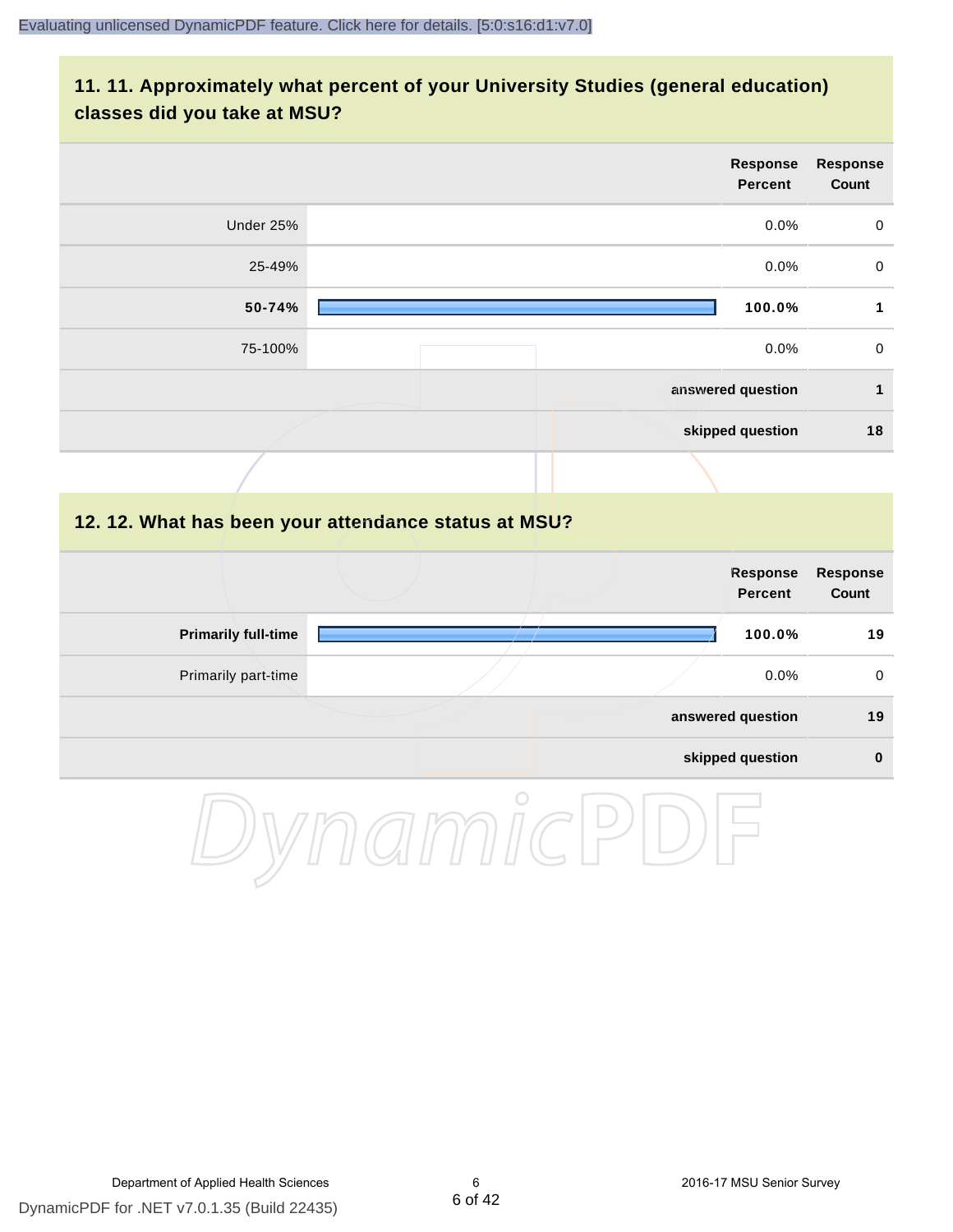## 11. 11. Approximately what percent of your University Studies (general education) classes did you take at MSU?

| | Response Percent | Response Count |
|---|---|---|
| Under 25% | 0.0% | 0 |
| 25-49% | 0.0% | 0 |
| **50-74%** | **100.0%** | **1** |
| 75-100% | 0.0% | 0 |
| | **answered question** | **1** |
| | **skipped question** | **18** |

## 12. 12. What has been your attendance status at MSU?

| | Response Percent | Response Count |
|---|---|---|
| **Primarily full-time** | **100.0%** | **19** |
| Primarily part-time | 0.0% | 0 |
| | **answered question** | **19** |
| | **skipped question** | **0** |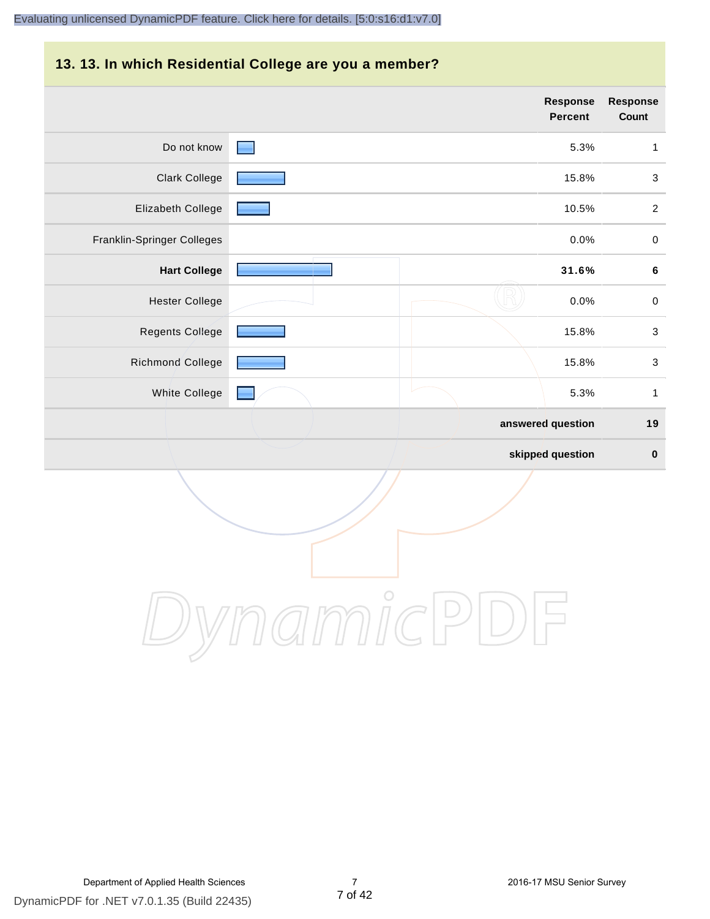## 13. 13. In which Residential College are you a member?

| | Response Percent | Response Count |
|---|---|---|
| Do not know | 5.3% | 1 |
| Clark College | 15.8% | 3 |
| Elizabeth College | 10.5% | 2 |
| Franklin-Springer Colleges | 0.0% | 0 |
| **Hart College** | **31.6%** | **6** |
| Hester College | 0.0% | 0 |
| Regents College | 15.8% | 3 |
| Richmond College | 15.8% | 3 |
| White College | 5.3% | 1 |
| | **answered question** | **19** |
| | **skipped question** | **0** |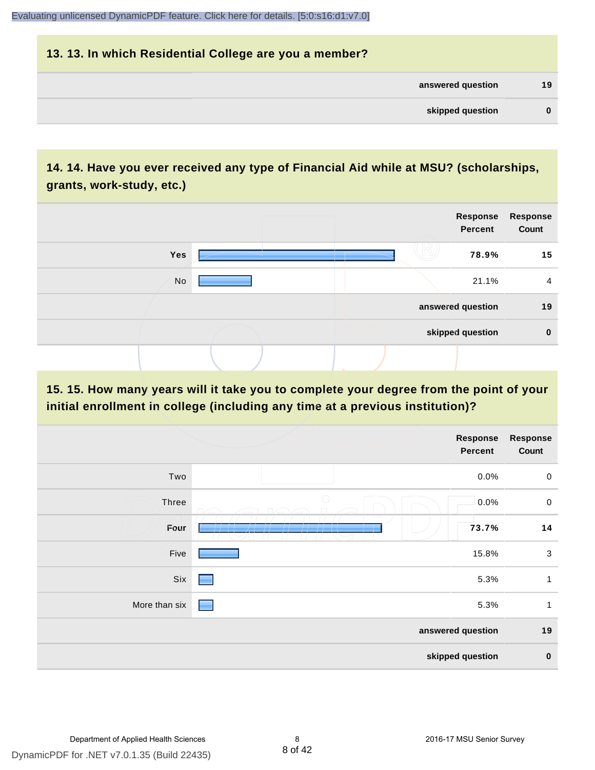## 13. 13. In which Residential College are you a member?

| | |
|---|---|
| answered question | 19 |
| skipped question | 0 |

## 14. 14. Have you ever received any type of Financial Aid while at MSU? (scholarships, grants, work-study, etc.)

| | Response Percent | Response Count |
|---|---|---|
| **Yes** | **78.9%** | **15** |
| No | 21.1% | 4 |
| answered question | | 19 |
| skipped question | | 0 |

## 15. 15. How many years will it take you to complete your degree from the point of your initial enrollment in college (including any time at a previous institution)?

| | Response Percent | Response Count |
|---|---|---|
| Two | 0.0% | 0 |
| Three | 0.0% | 0 |
| **Four** | **73.7%** | **14** |
| Five | 15.8% | 3 |
| Six | 5.3% | 1 |
| More than six | 5.3% | 1 |
| answered question | | 19 |
| skipped question | | 0 |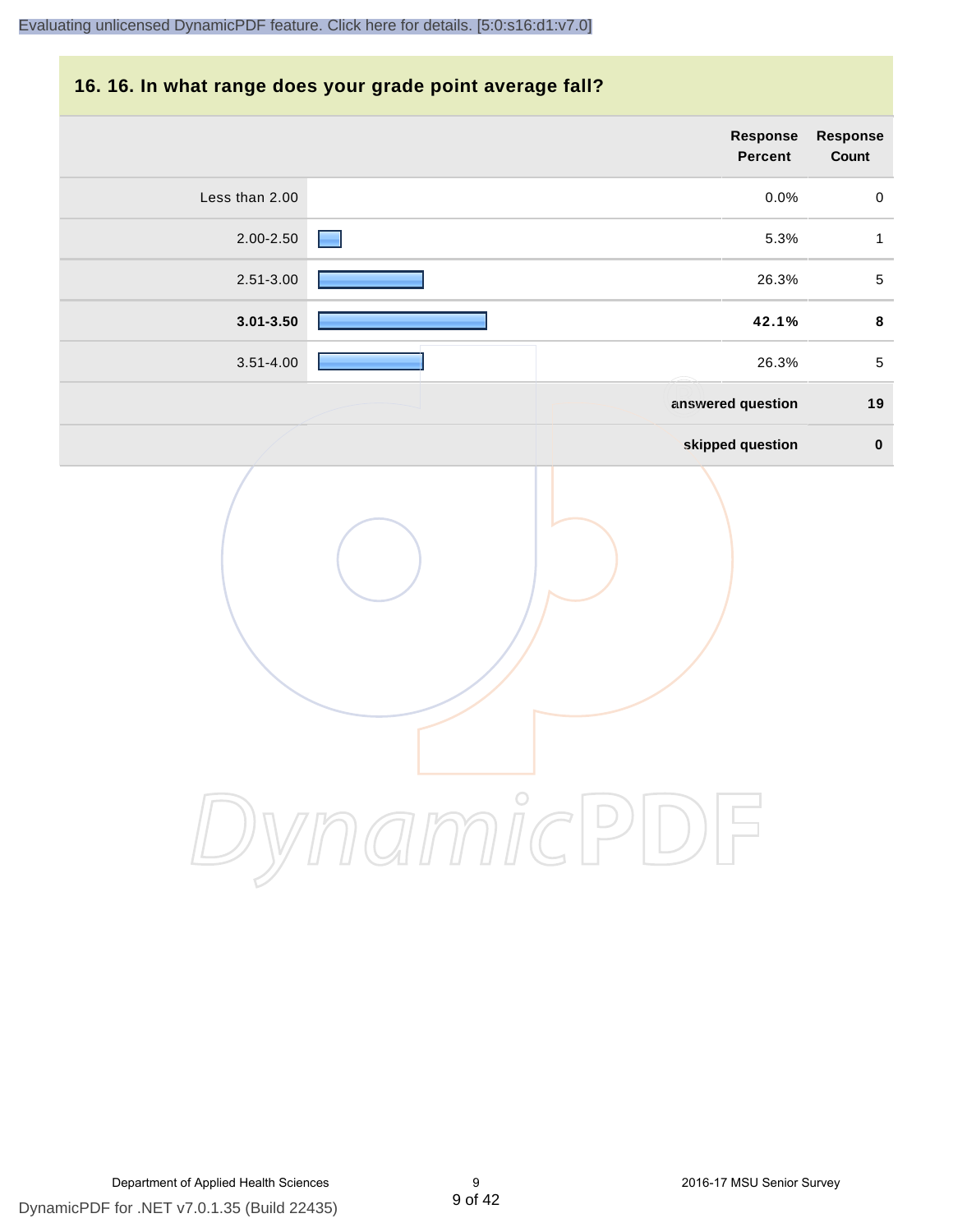## 16. 16. In what range does your grade point average fall?

| | Response Percent | Response Count |
|---|---|---|
| Less than 2.00 | 0.0% | 0 |
| 2.00-2.50 | 5.3% | 1 |
| 2.51-3.00 | 26.3% | 5 |
| **3.01-3.50** | **42.1%** | **8** |
| 3.51-4.00 | 26.3% | 5 |
| | **answered question** | **19** |
| | **skipped question** | **0** |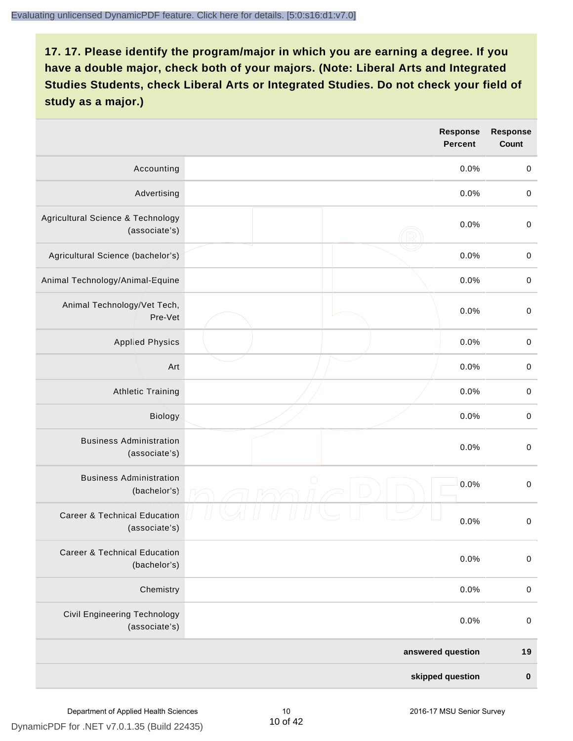**17. 17. Please identify the program/major in which you are earning a degree. If you have a double major, check both of your majors. (Note: Liberal Arts and Integrated Studies Students, check Liberal Arts or Integrated Studies. Do not check your field of study as a major.)**

| | | Response Percent | Response Count |
|---|---|---|---|
| Accounting | | 0.0% | 0 |
| Advertising | | 0.0% | 0 |
| Agricultural Science & Technology (associate's) | | 0.0% | 0 |
| Agricultural Science (bachelor's) | | 0.0% | 0 |
| Animal Technology/Animal-Equine | | 0.0% | 0 |
| Animal Technology/Vet Tech, Pre-Vet | | 0.0% | 0 |
| Applied Physics | | 0.0% | 0 |
| Art | | 0.0% | 0 |
| Athletic Training | | 0.0% | 0 |
| Biology | | 0.0% | 0 |
| Business Administration (associate's) | | 0.0% | 0 |
| Business Administration (bachelor's) | | 0.0% | 0 |
| Career & Technical Education (associate's) | | 0.0% | 0 |
| Career & Technical Education (bachelor's) | | 0.0% | 0 |
| Chemistry | | 0.0% | 0 |
| Civil Engineering Technology (associate's) | | 0.0% | 0 |
| | | **answered question** | **19** |
| | | **skipped question** | **0** |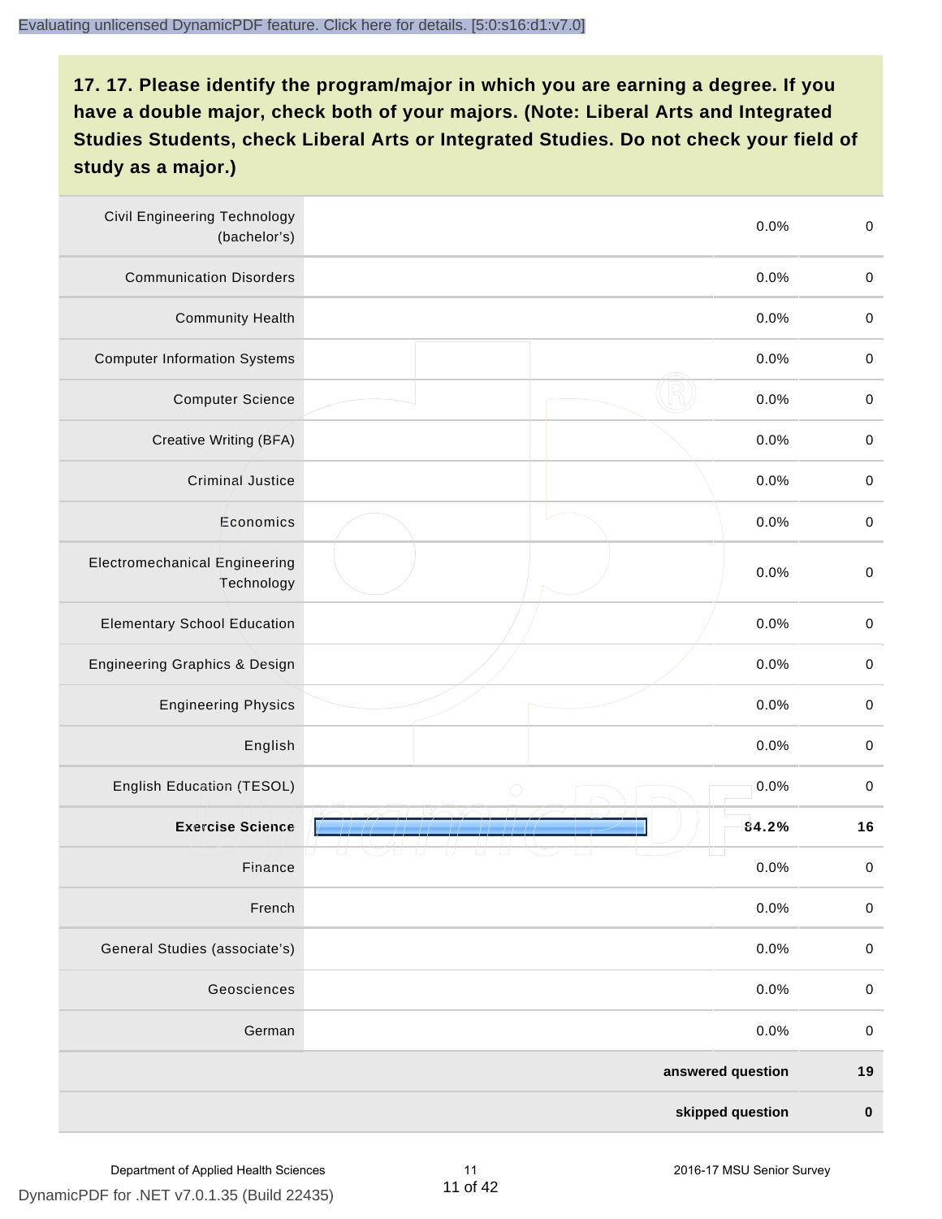**17. 17. Please identify the program/major in which you are earning a degree. If you have a double major, check both of your majors. (Note: Liberal Arts and Integrated Studies Students, check Liberal Arts or Integrated Studies. Do not check your field of study as a major.)**

| Option | | Percent | Count |
|---|---|---|---|
| Civil Engineering Technology (bachelor's) | | 0.0% | 0 |
| Communication Disorders | | 0.0% | 0 |
| Community Health | | 0.0% | 0 |
| Computer Information Systems | | 0.0% | 0 |
| Computer Science | | 0.0% | 0 |
| Creative Writing (BFA) | | 0.0% | 0 |
| Criminal Justice | | 0.0% | 0 |
| Economics | | 0.0% | 0 |
| Electromechanical Engineering Technology | | 0.0% | 0 |
| Elementary School Education | | 0.0% | 0 |
| Engineering Graphics & Design | | 0.0% | 0 |
| Engineering Physics | | 0.0% | 0 |
| English | | 0.0% | 0 |
| English Education (TESOL) | | 0.0% | 0 |
| **Exercise Science** | | **84.2%** | **16** |
| Finance | | 0.0% | 0 |
| French | | 0.0% | 0 |
| General Studies (associate's) | | 0.0% | 0 |
| Geosciences | | 0.0% | 0 |
| German | | 0.0% | 0 |
| | | **answered question** | **19** |
| | | **skipped question** | **0** |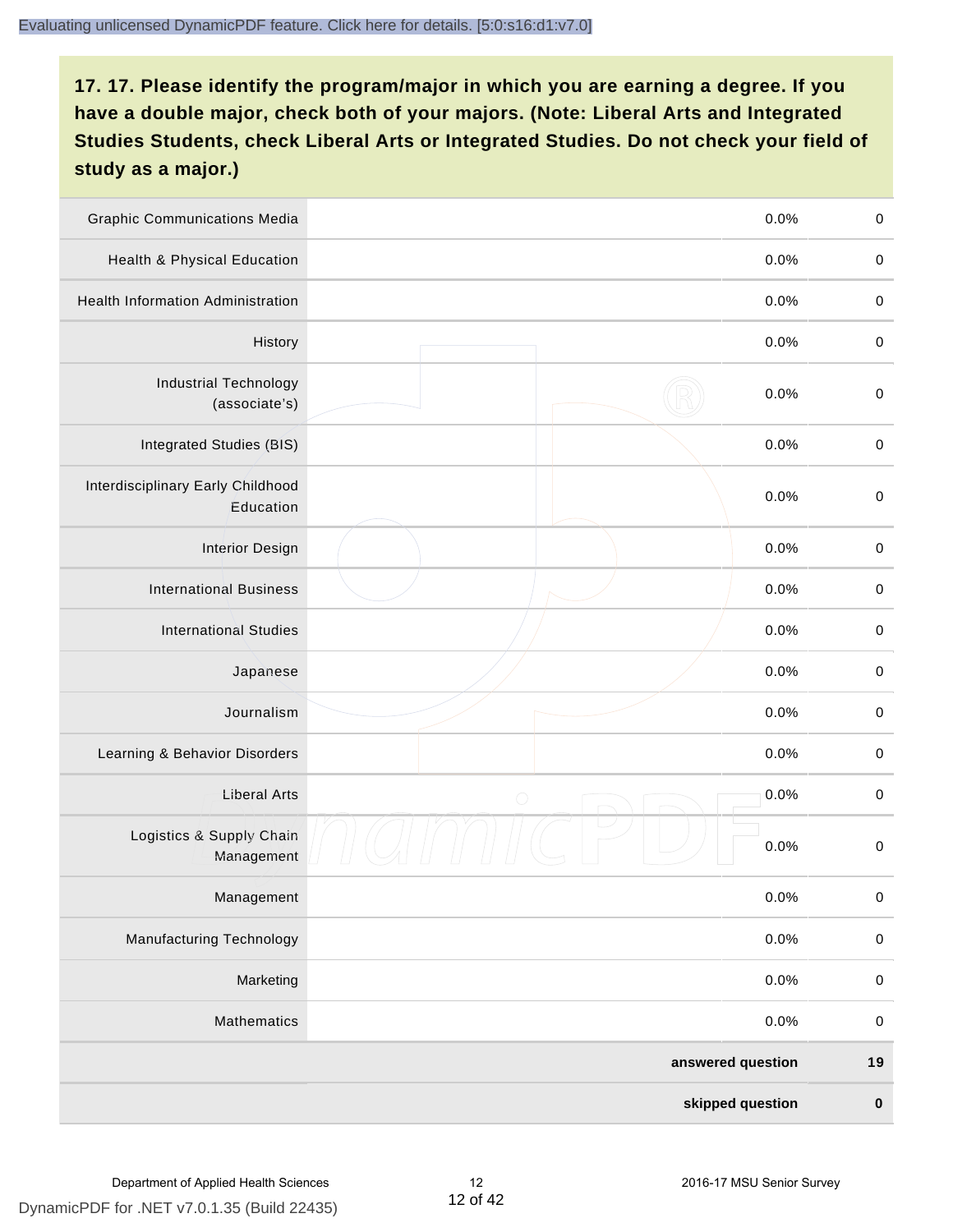**17. 17. Please identify the program/major in which you are earning a degree. If you have a double major, check both of your majors. (Note: Liberal Arts and Integrated Studies Students, check Liberal Arts or Integrated Studies. Do not check your field of study as a major.)**

| | | | |
|---|---|---|---|
| Graphic Communications Media | | 0.0% | 0 |
| Health & Physical Education | | 0.0% | 0 |
| Health Information Administration | | 0.0% | 0 |
| History | | 0.0% | 0 |
| Industrial Technology (associate's) | | 0.0% | 0 |
| Integrated Studies (BIS) | | 0.0% | 0 |
| Interdisciplinary Early Childhood Education | | 0.0% | 0 |
| Interior Design | | 0.0% | 0 |
| International Business | | 0.0% | 0 |
| International Studies | | 0.0% | 0 |
| Japanese | | 0.0% | 0 |
| Journalism | | 0.0% | 0 |
| Learning & Behavior Disorders | | 0.0% | 0 |
| Liberal Arts | | 0.0% | 0 |
| Logistics & Supply Chain Management | | 0.0% | 0 |
| Management | | 0.0% | 0 |
| Manufacturing Technology | | 0.0% | 0 |
| Marketing | | 0.0% | 0 |
| Mathematics | | 0.0% | 0 |
| | | **answered question** | **19** |
| | | **skipped question** | **0** |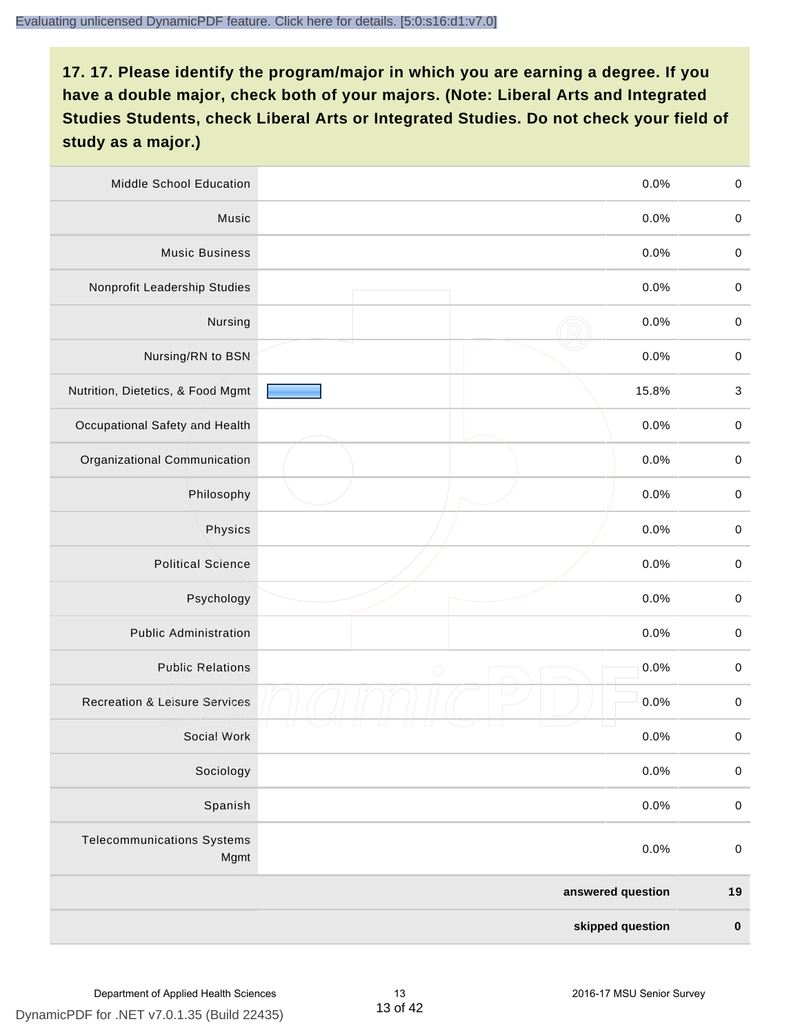**17. 17. Please identify the program/major in which you are earning a degree. If you have a double major, check both of your majors. (Note: Liberal Arts and Integrated Studies Students, check Liberal Arts or Integrated Studies. Do not check your field of study as a major.)**

| Program/Major | Percent | Count |
|---|---|---|
| Middle School Education | 0.0% | 0 |
| Music | 0.0% | 0 |
| Music Business | 0.0% | 0 |
| Nonprofit Leadership Studies | 0.0% | 0 |
| Nursing | 0.0% | 0 |
| Nursing/RN to BSN | 0.0% | 0 |
| Nutrition, Dietetics, & Food Mgmt | 15.8% | 3 |
| Occupational Safety and Health | 0.0% | 0 |
| Organizational Communication | 0.0% | 0 |
| Philosophy | 0.0% | 0 |
| Physics | 0.0% | 0 |
| Political Science | 0.0% | 0 |
| Psychology | 0.0% | 0 |
| Public Administration | 0.0% | 0 |
| Public Relations | 0.0% | 0 |
| Recreation & Leisure Services | 0.0% | 0 |
| Social Work | 0.0% | 0 |
| Sociology | 0.0% | 0 |
| Spanish | 0.0% | 0 |
| Telecommunications Systems Mgmt | 0.0% | 0 |
| **answered question** | | **19** |
| **skipped question** | | **0** |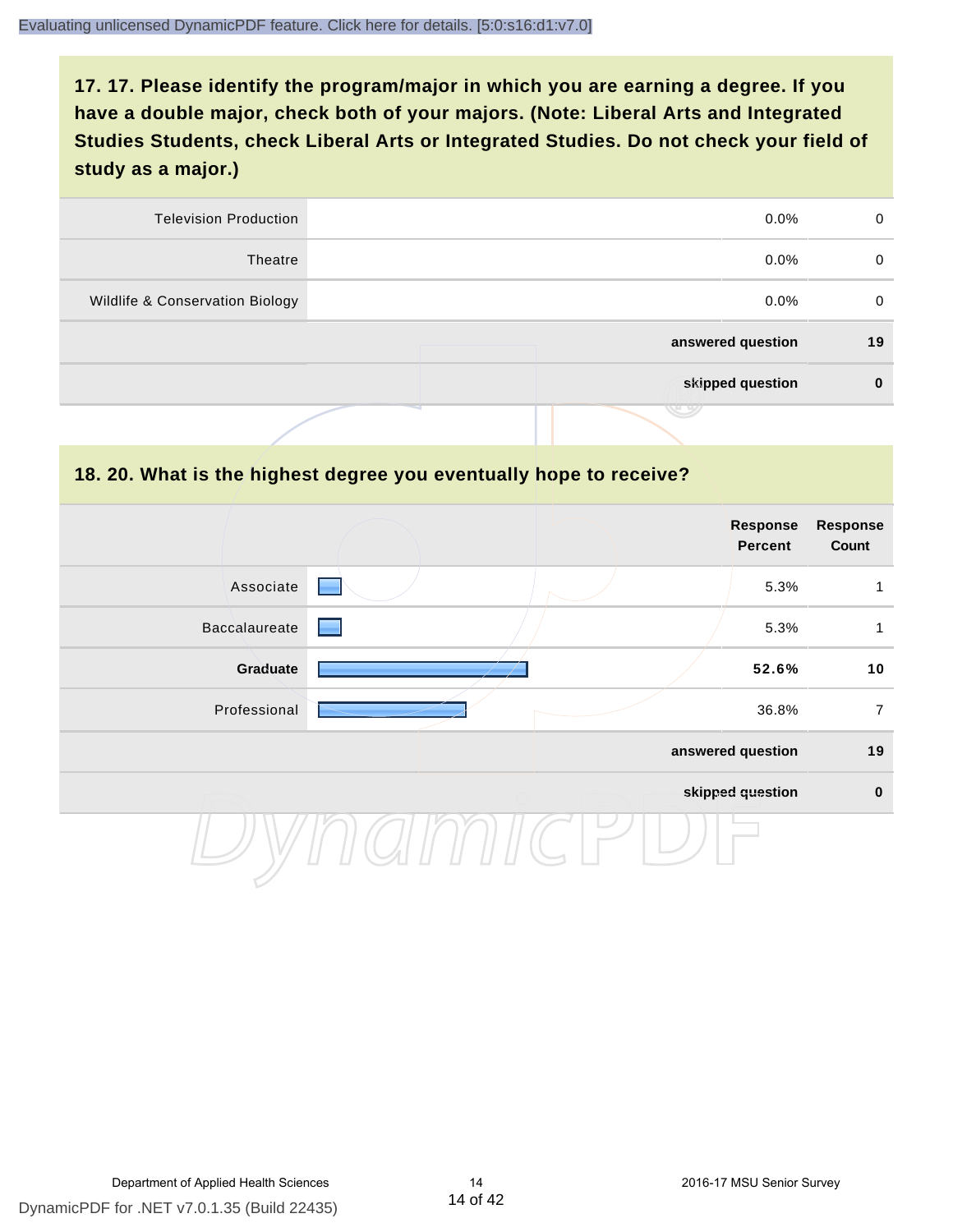## 17. 17. Please identify the program/major in which you are earning a degree. If you have a double major, check both of your majors. (Note: Liberal Arts and Integrated Studies Students, check Liberal Arts or Integrated Studies. Do not check your field of study as a major.)

| | | Response Percent | Response Count |
|---|---|---|---|
| Television Production | | 0.0% | 0 |
| Theatre | | 0.0% | 0 |
| Wildlife & Conservation Biology | | 0.0% | 0 |
| | | **answered question** | **19** |
| | | **skipped question** | **0** |

## 18. 20. What is the highest degree you eventually hope to receive?

| | | Response Percent | Response Count |
|---|---|---|---|
| Associate | | 5.3% | 1 |
| Baccalaureate | | 5.3% | 1 |
| **Graduate** | | **52.6%** | **10** |
| Professional | | 36.8% | 7 |
| | | **answered question** | **19** |
| | | **skipped question** | **0** |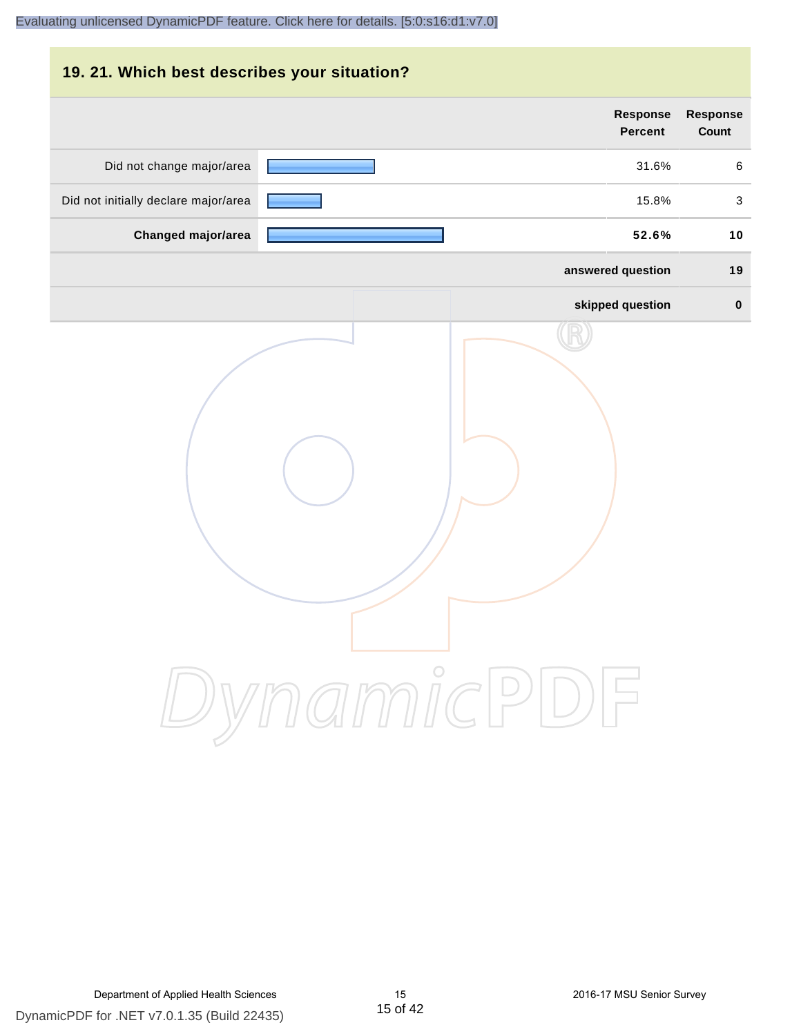## 19. 21. Which best describes your situation?

| | Response Percent | Response Count |
|---|---|---|
| Did not change major/area | 31.6% | 6 |
| Did not initially declare major/area | 15.8% | 3 |
| **Changed major/area** | **52.6%** | **10** |
| | **answered question** | **19** |
| | **skipped question** | **0** |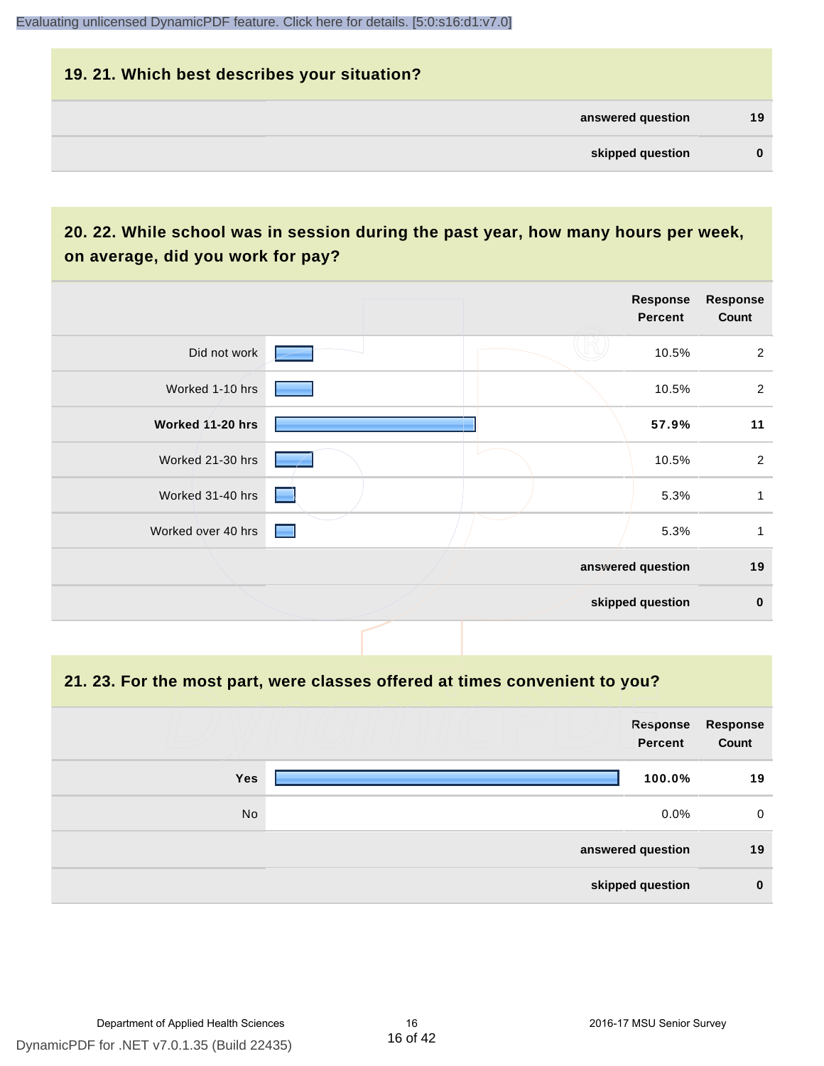## 19. 21. Which best describes your situation?

| | |
|---|---|
| answered question | 19 |
| skipped question | 0 |

## 20. 22. While school was in session during the past year, how many hours per week, on average, did you work for pay?

| | Response Percent | Response Count |
|---|---|---|
| Did not work | 10.5% | 2 |
| Worked 1-10 hrs | 10.5% | 2 |
| **Worked 11-20 hrs** | **57.9%** | **11** |
| Worked 21-30 hrs | 10.5% | 2 |
| Worked 31-40 hrs | 5.3% | 1 |
| Worked over 40 hrs | 5.3% | 1 |
| **answered question** | | **19** |
| **skipped question** | | **0** |

## 21. 23. For the most part, were classes offered at times convenient to you?

| | Response Percent | Response Count |
|---|---|---|
| **Yes** | **100.0%** | **19** |
| No | 0.0% | 0 |
| **answered question** | | **19** |
| **skipped question** | | **0** |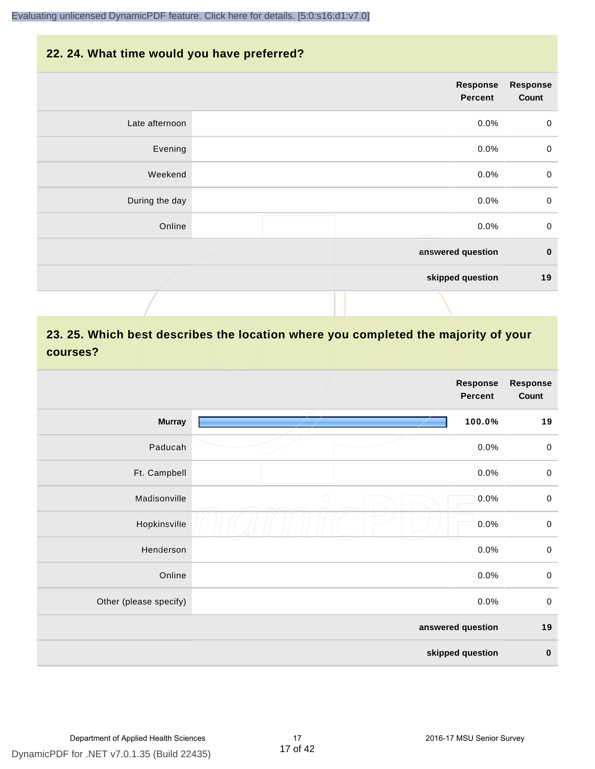## 22. 24. What time would you have preferred?

| | Response Percent | Response Count |
|---|---|---|
| Late afternoon | 0.0% | 0 |
| Evening | 0.0% | 0 |
| Weekend | 0.0% | 0 |
| During the day | 0.0% | 0 |
| Online | 0.0% | 0 |
| **answered question** | | **0** |
| **skipped question** | | **19** |

## 23. 25. Which best describes the location where you completed the majority of your courses?

| | Response Percent | Response Count |
|---|---|---|
| **Murray** | **100.0%** | **19** |
| Paducah | 0.0% | 0 |
| Ft. Campbell | 0.0% | 0 |
| Madisonville | 0.0% | 0 |
| Hopkinsville | 0.0% | 0 |
| Henderson | 0.0% | 0 |
| Online | 0.0% | 0 |
| Other (please specify) | 0.0% | 0 |
| **answered question** | | **19** |
| **skipped question** | | **0** |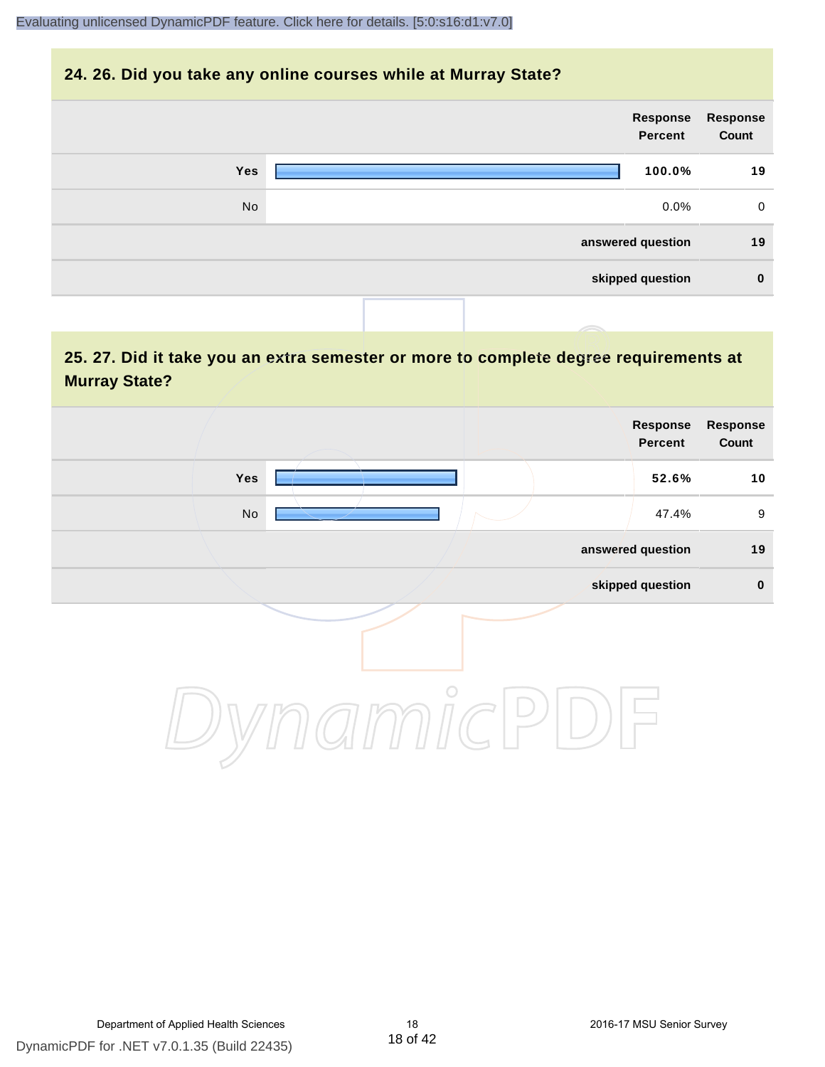## 24. 26. Did you take any online courses while at Murray State?

| | Response Percent | Response Count |
|---|---|---|
| **Yes** | **100.0%** | **19** |
| No | 0.0% | 0 |
| | **answered question** | **19** |
| | **skipped question** | **0** |

## 25. 27. Did it take you an extra semester or more to complete degree requirements at Murray State?

| | Response Percent | Response Count |
|---|---|---|
| **Yes** | **52.6%** | **10** |
| No | 47.4% | 9 |
| | **answered question** | **19** |
| | **skipped question** | **0** |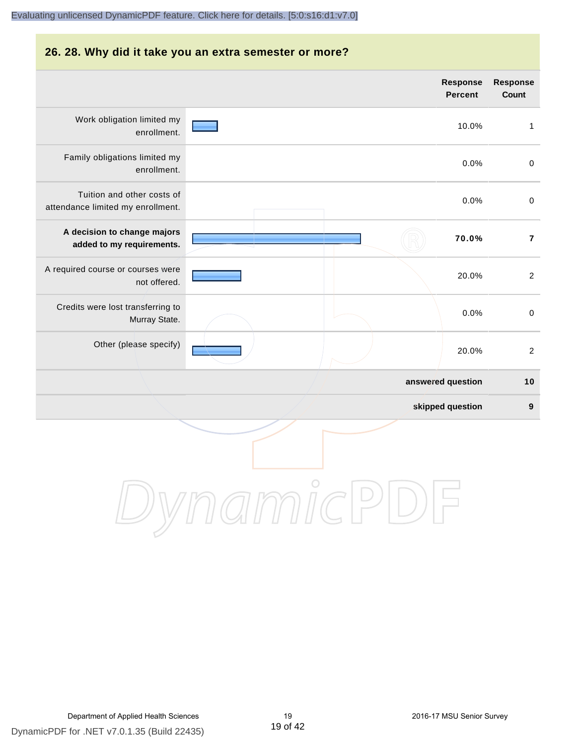## 26. 28. Why did it take you an extra semester or more?

| | Response Percent | Response Count |
|---|---|---|
| Work obligation limited my enrollment. | 10.0% | 1 |
| Family obligations limited my enrollment. | 0.0% | 0 |
| Tuition and other costs of attendance limited my enrollment. | 0.0% | 0 |
| **A decision to change majors added to my requirements.** | **70.0%** | **7** |
| A required course or courses were not offered. | 20.0% | 2 |
| Credits were lost transferring to Murray State. | 0.0% | 0 |
| Other (please specify) | 20.0% | 2 |
| | **answered question** | **10** |
| | **skipped question** | **9** |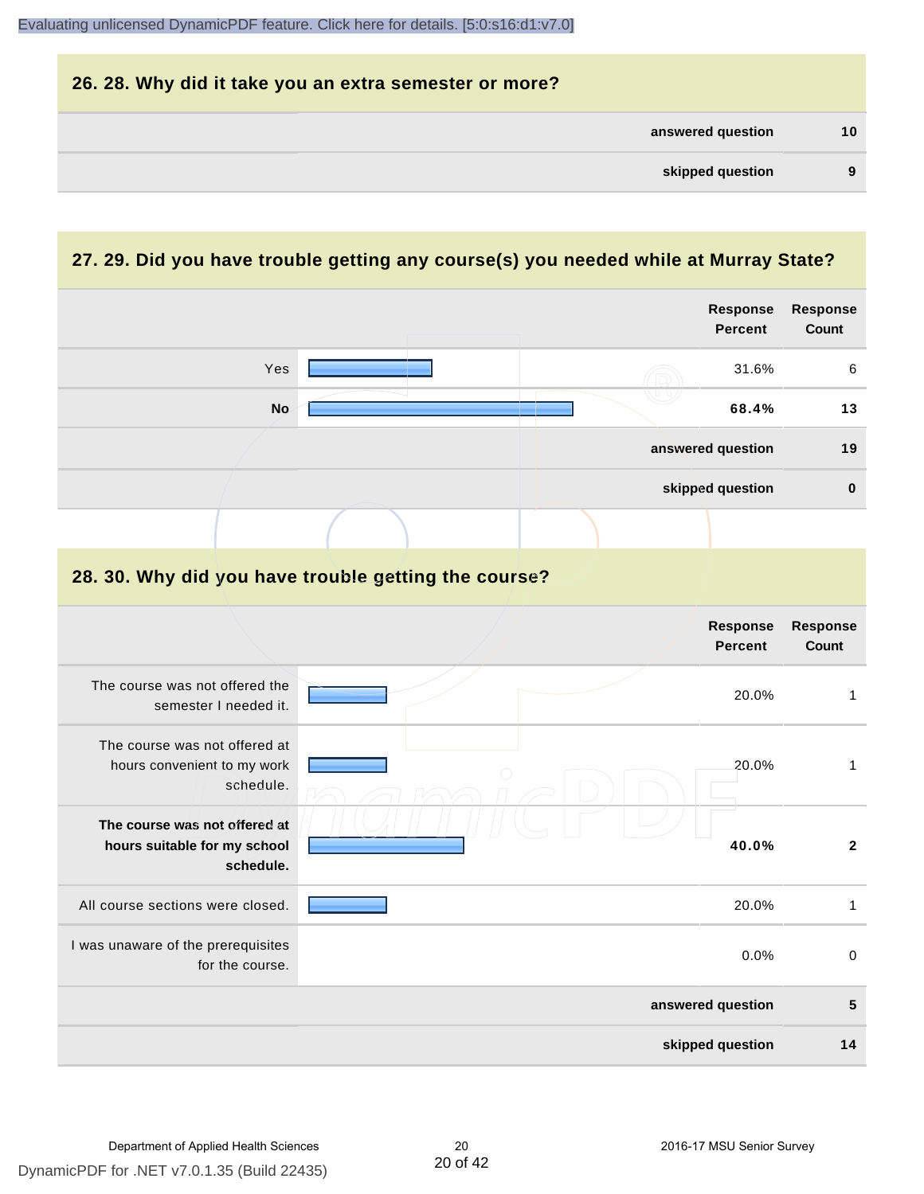## 26. 28. Why did it take you an extra semester or more?

| | |
|---|---|
| answered question | 10 |
| skipped question | 9 |

## 27. 29. Did you have trouble getting any course(s) you needed while at Murray State?

| | Response Percent | Response Count |
|---|---|---|
| Yes | 31.6% | 6 |
| **No** | **68.4%** | **13** |
| answered question | | 19 |
| skipped question | | 0 |

## 28. 30. Why did you have trouble getting the course?

| | Response Percent | Response Count |
|---|---|---|
| The course was not offered the semester I needed it. | 20.0% | 1 |
| The course was not offered at hours convenient to my work schedule. | 20.0% | 1 |
| **The course was not offered at hours suitable for my school schedule.** | **40.0%** | **2** |
| All course sections were closed. | 20.0% | 1 |
| I was unaware of the prerequisites for the course. | 0.0% | 0 |
| answered question | | 5 |
| skipped question | | 14 |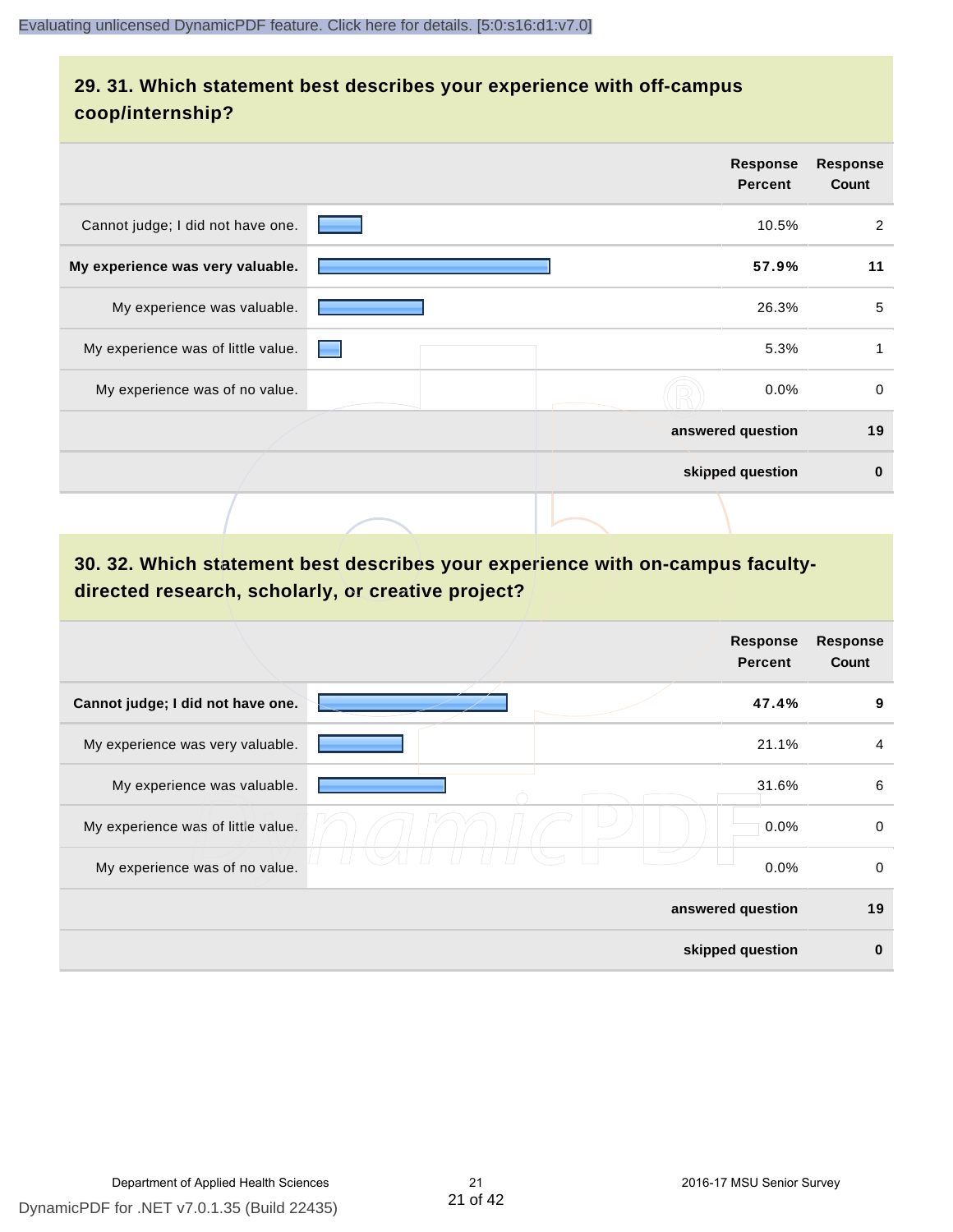## 29. 31. Which statement best describes your experience with off-campus coop/internship?

| | Response Percent | Response Count |
|---|---|---|
| Cannot judge; I did not have one. | 10.5% | 2 |
| **My experience was very valuable.** | **57.9%** | **11** |
| My experience was valuable. | 26.3% | 5 |
| My experience was of little value. | 5.3% | 1 |
| My experience was of no value. | 0.0% | 0 |
| | **answered question** | **19** |
| | **skipped question** | **0** |

## 30. 32. Which statement best describes your experience with on-campus faculty-directed research, scholarly, or creative project?

| | Response Percent | Response Count |
|---|---|---|
| **Cannot judge; I did not have one.** | **47.4%** | **9** |
| My experience was very valuable. | 21.1% | 4 |
| My experience was valuable. | 31.6% | 6 |
| My experience was of little value. | 0.0% | 0 |
| My experience was of no value. | 0.0% | 0 |
| | **answered question** | **19** |
| | **skipped question** | **0** |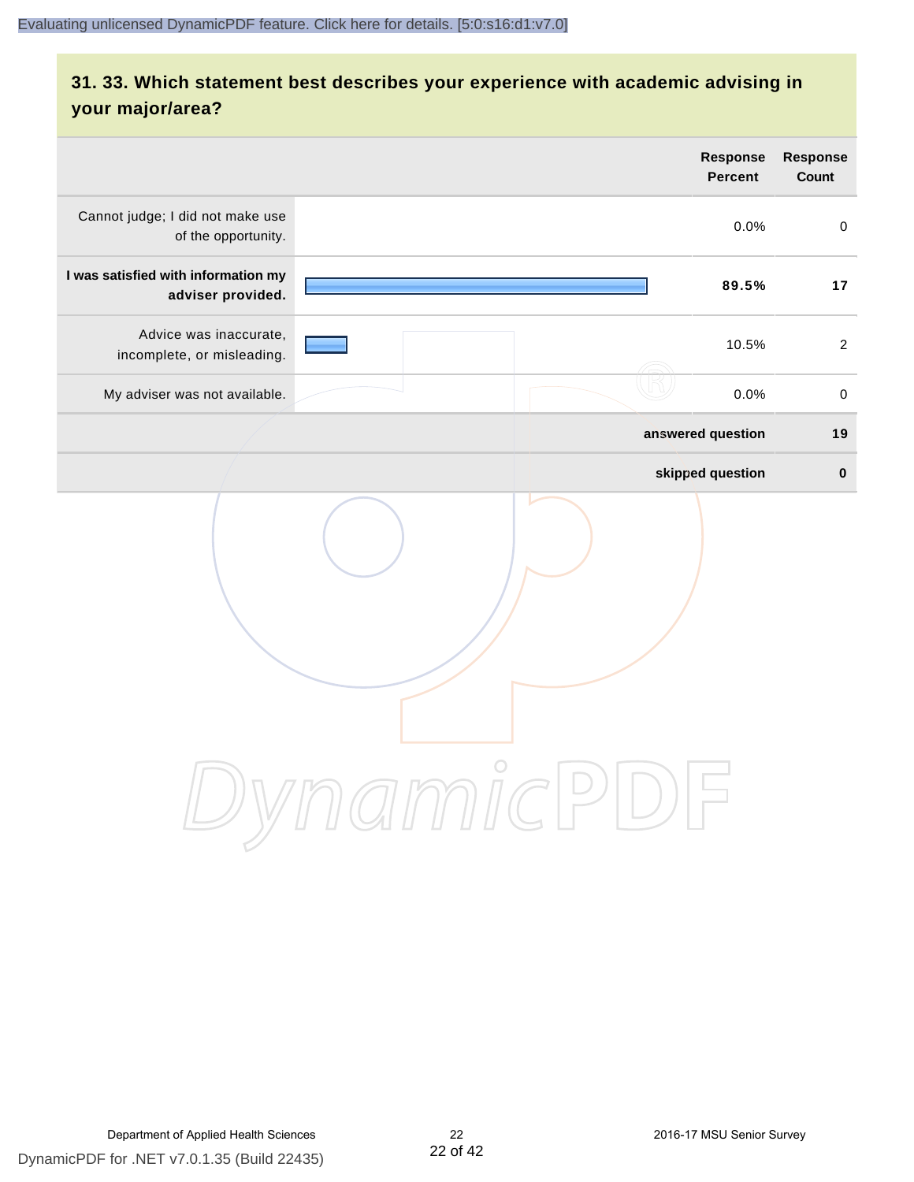## 31. 33. Which statement best describes your experience with academic advising in your major/area?

| | Response Percent | Response Count |
|---|---|---|
| Cannot judge; I did not make use of the opportunity. | 0.0% | 0 |
| **I was satisfied with information my adviser provided.** | **89.5%** | **17** |
| Advice was inaccurate, incomplete, or misleading. | 10.5% | 2 |
| My adviser was not available. | 0.0% | 0 |
| | **answered question** | **19** |
| | **skipped question** | **0** |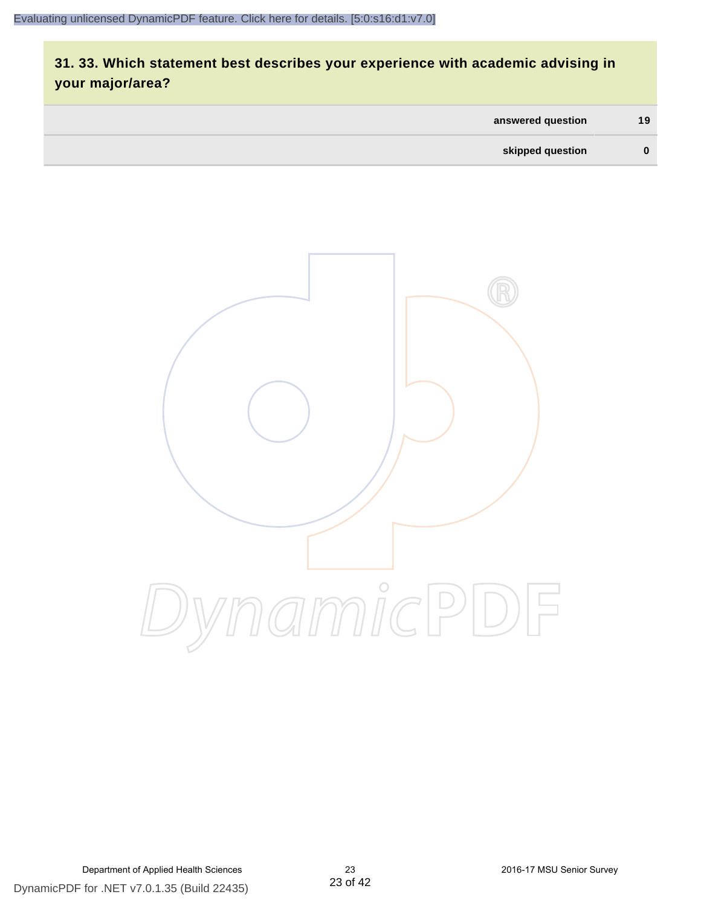## 31. 33. Which statement best describes your experience with academic advising in your major/area?

| | |
|---|---|
| answered question | 19 |
| skipped question | 0 |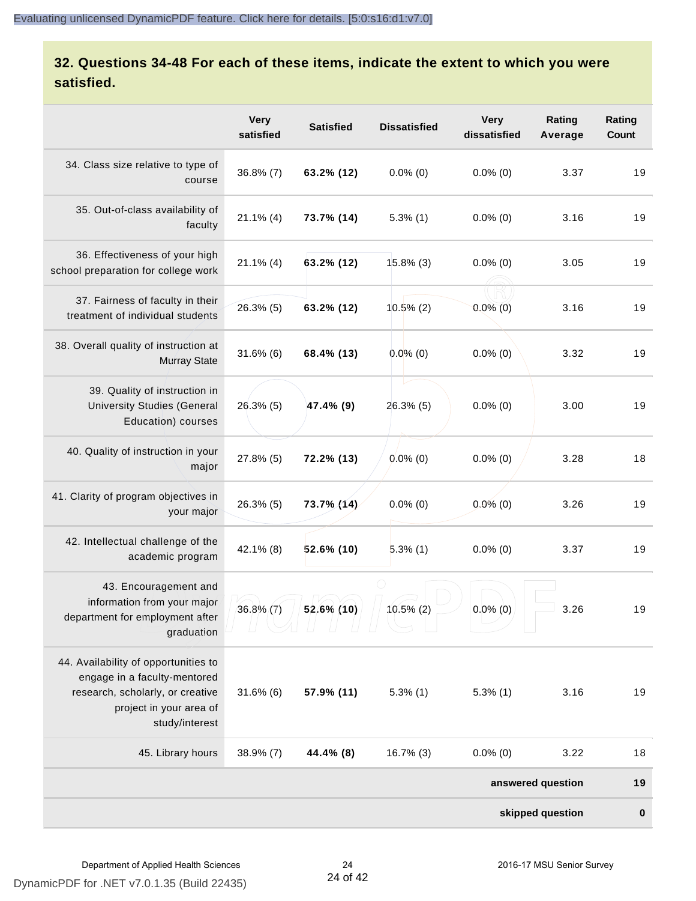## 32. Questions 34-48 For each of these items, indicate the extent to which you were satisfied.

| | Very satisfied | Satisfied | Dissatisfied | Very dissatisfied | Rating Average | Rating Count |
|---|---|---|---|---|---|---|
| 34. Class size relative to type of course | 36.8% (7) | **63.2% (12)** | 0.0% (0) | 0.0% (0) | 3.37 | 19 |
| 35. Out-of-class availability of faculty | 21.1% (4) | **73.7% (14)** | 5.3% (1) | 0.0% (0) | 3.16 | 19 |
| 36. Effectiveness of your high school preparation for college work | 21.1% (4) | **63.2% (12)** | 15.8% (3) | 0.0% (0) | 3.05 | 19 |
| 37. Fairness of faculty in their treatment of individual students | 26.3% (5) | **63.2% (12)** | 10.5% (2) | 0.0% (0) | 3.16 | 19 |
| 38. Overall quality of instruction at Murray State | 31.6% (6) | **68.4% (13)** | 0.0% (0) | 0.0% (0) | 3.32 | 19 |
| 39. Quality of instruction in University Studies (General Education) courses | 26.3% (5) | **47.4% (9)** | 26.3% (5) | 0.0% (0) | 3.00 | 19 |
| 40. Quality of instruction in your major | 27.8% (5) | **72.2% (13)** | 0.0% (0) | 0.0% (0) | 3.28 | 18 |
| 41. Clarity of program objectives in your major | 26.3% (5) | **73.7% (14)** | 0.0% (0) | 0.0% (0) | 3.26 | 19 |
| 42. Intellectual challenge of the academic program | 42.1% (8) | **52.6% (10)** | 5.3% (1) | 0.0% (0) | 3.37 | 19 |
| 43. Encouragement and information from your major department for employment after graduation | 36.8% (7) | **52.6% (10)** | 10.5% (2) | 0.0% (0) | 3.26 | 19 |
| 44. Availability of opportunities to engage in a faculty-mentored research, scholarly, or creative project in your area of study/interest | 31.6% (6) | **57.9% (11)** | 5.3% (1) | 5.3% (1) | 3.16 | 19 |
| 45. Library hours | 38.9% (7) | **44.4% (8)** | 16.7% (3) | 0.0% (0) | 3.22 | 18 |
| | | | | | **answered question** | **19** |
| | | | | | **skipped question** | **0** |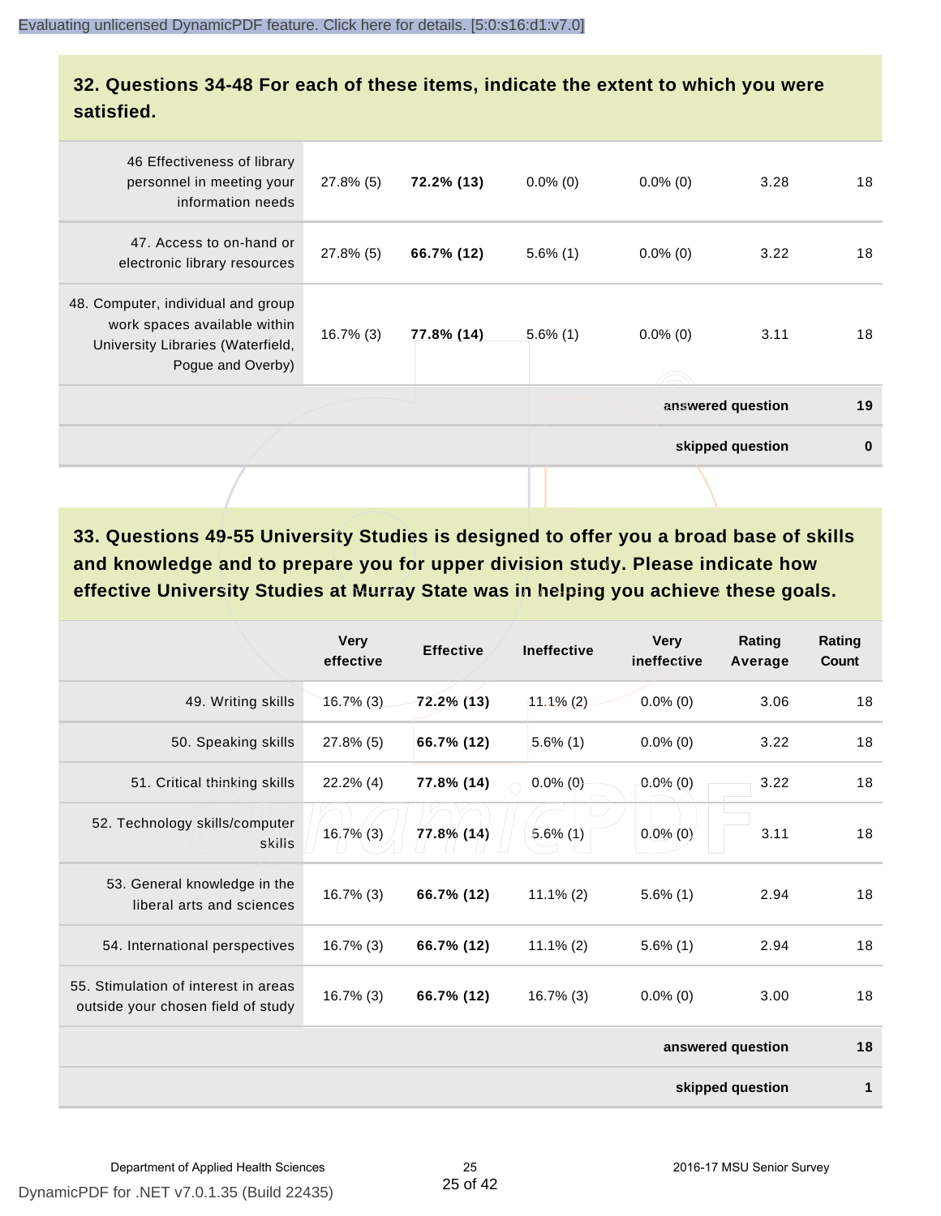## 32. Questions 34-48 For each of these items, indicate the extent to which you were satisfied.

| | | | | | | |
|---|---|---|---|---|---|---|
| 46 Effectiveness of library personnel in meeting your information needs | 27.8% (5) | **72.2% (13)** | 0.0% (0) | 0.0% (0) | 3.28 | 18 |
| 47. Access to on-hand or electronic library resources | 27.8% (5) | **66.7% (12)** | 5.6% (1) | 0.0% (0) | 3.22 | 18 |
| 48. Computer, individual and group work spaces available within University Libraries (Waterfield, Pogue and Overby) | 16.7% (3) | **77.8% (14)** | 5.6% (1) | 0.0% (0) | 3.11 | 18 |
| | | | | | **answered question** | **19** |
| | | | | | **skipped question** | **0** |

## 33. Questions 49-55 University Studies is designed to offer you a broad base of skills and knowledge and to prepare you for upper division study. Please indicate how effective University Studies at Murray State was in helping you achieve these goals.

| | Very effective | Effective | Ineffective | Very ineffective | Rating Average | Rating Count |
|---|---|---|---|---|---|---|
| 49. Writing skills | 16.7% (3) | **72.2% (13)** | 11.1% (2) | 0.0% (0) | 3.06 | 18 |
| 50. Speaking skills | 27.8% (5) | **66.7% (12)** | 5.6% (1) | 0.0% (0) | 3.22 | 18 |
| 51. Critical thinking skills | 22.2% (4) | **77.8% (14)** | 0.0% (0) | 0.0% (0) | 3.22 | 18 |
| 52. Technology skills/computer skills | 16.7% (3) | **77.8% (14)** | 5.6% (1) | 0.0% (0) | 3.11 | 18 |
| 53. General knowledge in the liberal arts and sciences | 16.7% (3) | **66.7% (12)** | 11.1% (2) | 5.6% (1) | 2.94 | 18 |
| 54. International perspectives | 16.7% (3) | **66.7% (12)** | 11.1% (2) | 5.6% (1) | 2.94 | 18 |
| 55. Stimulation of interest in areas outside your chosen field of study | 16.7% (3) | **66.7% (12)** | 16.7% (3) | 0.0% (0) | 3.00 | 18 |
| | | | | | **answered question** | **18** |
| | | | | | **skipped question** | **1** |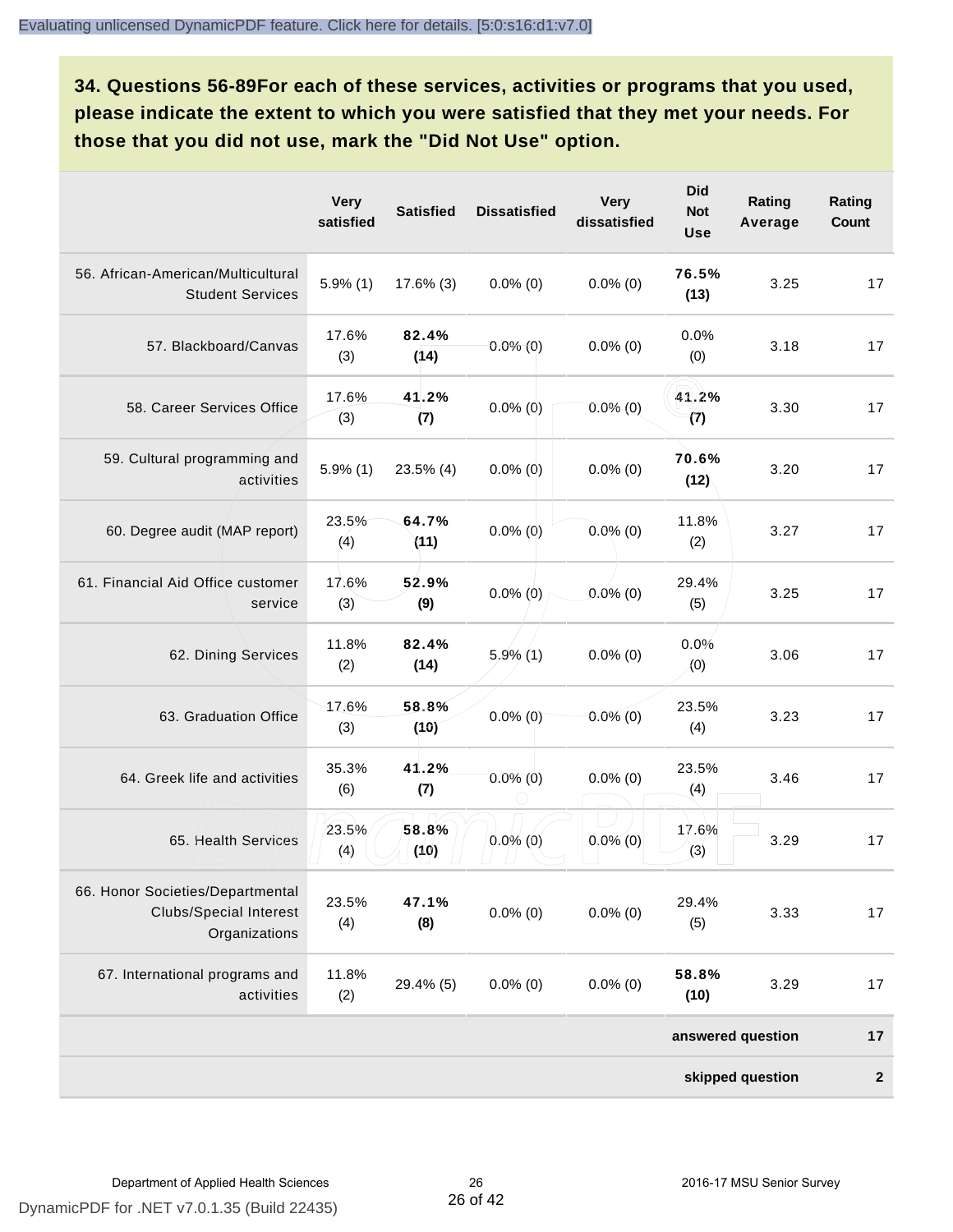**34. Questions 56-89For each of these services, activities or programs that you used, please indicate the extent to which you were satisfied that they met your needs. For those that you did not use, mark the "Did Not Use" option.**

| | Very satisfied | Satisfied | Dissatisfied | Very dissatisfied | Did Not Use | Rating Average | Rating Count |
|---|---|---|---|---|---|---|---|
| 56. African-American/Multicultural Student Services | 5.9% (1) | 17.6% (3) | 0.0% (0) | 0.0% (0) | **76.5% (13)** | 3.25 | 17 |
| 57. Blackboard/Canvas | 17.6% (3) | **82.4% (14)** | 0.0% (0) | 0.0% (0) | 0.0% (0) | 3.18 | 17 |
| 58. Career Services Office | 17.6% (3) | **41.2% (7)** | 0.0% (0) | 0.0% (0) | **41.2% (7)** | 3.30 | 17 |
| 59. Cultural programming and activities | 5.9% (1) | 23.5% (4) | 0.0% (0) | 0.0% (0) | **70.6% (12)** | 3.20 | 17 |
| 60. Degree audit (MAP report) | 23.5% (4) | **64.7% (11)** | 0.0% (0) | 0.0% (0) | 11.8% (2) | 3.27 | 17 |
| 61. Financial Aid Office customer service | 17.6% (3) | **52.9% (9)** | 0.0% (0) | 0.0% (0) | 29.4% (5) | 3.25 | 17 |
| 62. Dining Services | 11.8% (2) | **82.4% (14)** | 5.9% (1) | 0.0% (0) | 0.0% (0) | 3.06 | 17 |
| 63. Graduation Office | 17.6% (3) | **58.8% (10)** | 0.0% (0) | 0.0% (0) | 23.5% (4) | 3.23 | 17 |
| 64. Greek life and activities | 35.3% (6) | **41.2% (7)** | 0.0% (0) | 0.0% (0) | 23.5% (4) | 3.46 | 17 |
| 65. Health Services | 23.5% (4) | **58.8% (10)** | 0.0% (0) | 0.0% (0) | 17.6% (3) | 3.29 | 17 |
| 66. Honor Societies/Departmental Clubs/Special Interest Organizations | 23.5% (4) | **47.1% (8)** | 0.0% (0) | 0.0% (0) | 29.4% (5) | 3.33 | 17 |
| 67. International programs and activities | 11.8% (2) | 29.4% (5) | 0.0% (0) | 0.0% (0) | **58.8% (10)** | 3.29 | 17 |
| | | | | | | **answered question** | **17** |
| | | | | | | **skipped question** | **2** |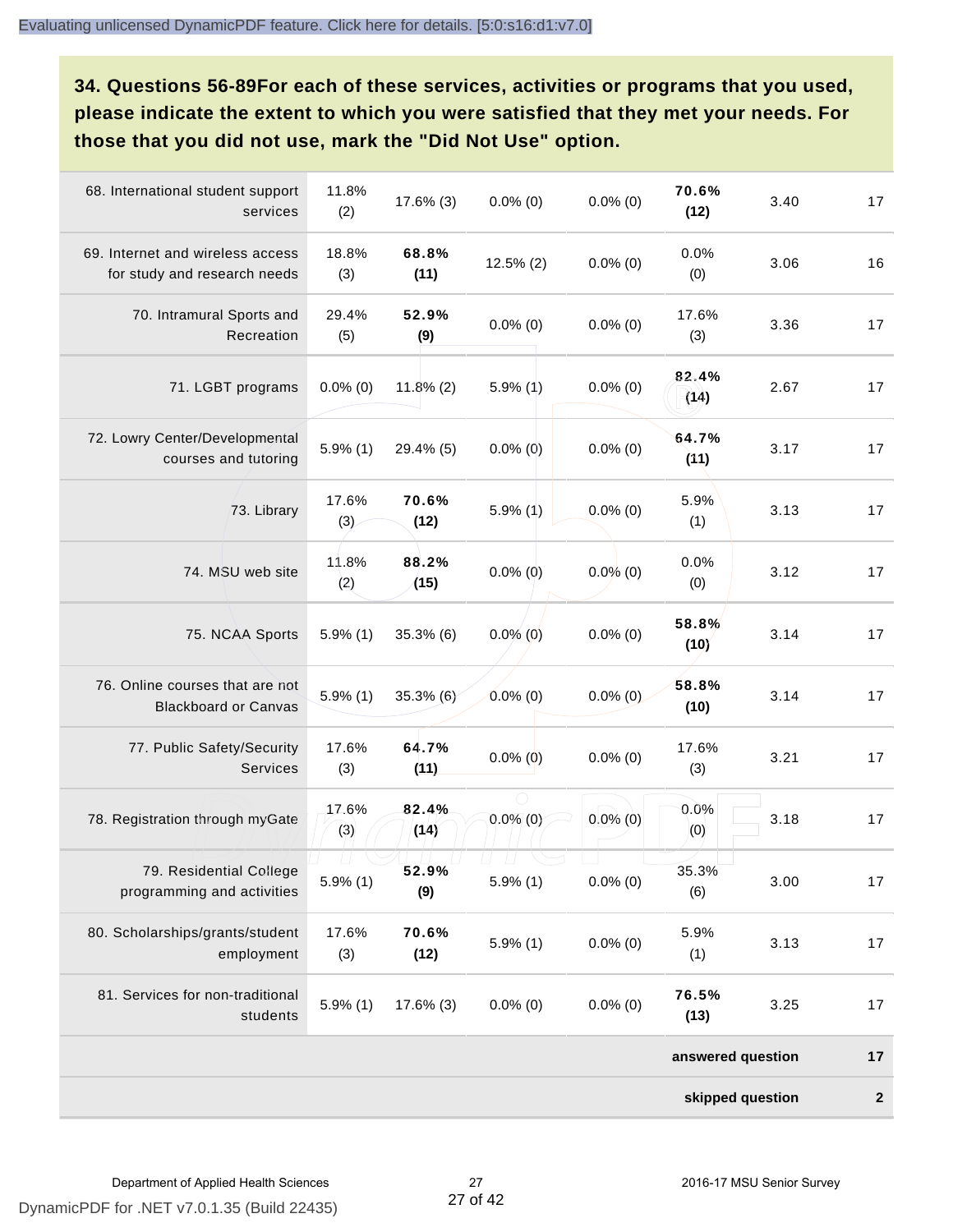### 34. Questions 56-89For each of these services, activities or programs that you used, please indicate the extent to which you were satisfied that they met your needs. For those that you did not use, mark the "Did Not Use" option.

| | | | | | | | |
|---|---|---|---|---|---|---|---|
| 68. International student support services | 11.8% (2) | 17.6% (3) | 0.0% (0) | 0.0% (0) | **70.6% (12)** | 3.40 | 17 |
| 69. Internet and wireless access for study and research needs | 18.8% (3) | **68.8% (11)** | 12.5% (2) | 0.0% (0) | 0.0% (0) | 3.06 | 16 |
| 70. Intramural Sports and Recreation | 29.4% (5) | **52.9% (9)** | 0.0% (0) | 0.0% (0) | 17.6% (3) | 3.36 | 17 |
| 71. LGBT programs | 0.0% (0) | 11.8% (2) | 5.9% (1) | 0.0% (0) | **82.4% (14)** | 2.67 | 17 |
| 72. Lowry Center/Developmental courses and tutoring | 5.9% (1) | 29.4% (5) | 0.0% (0) | 0.0% (0) | **64.7% (11)** | 3.17 | 17 |
| 73. Library | 17.6% (3) | **70.6% (12)** | 5.9% (1) | 0.0% (0) | 5.9% (1) | 3.13 | 17 |
| 74. MSU web site | 11.8% (2) | **88.2% (15)** | 0.0% (0) | 0.0% (0) | 0.0% (0) | 3.12 | 17 |
| 75. NCAA Sports | 5.9% (1) | 35.3% (6) | 0.0% (0) | 0.0% (0) | **58.8% (10)** | 3.14 | 17 |
| 76. Online courses that are not Blackboard or Canvas | 5.9% (1) | 35.3% (6) | 0.0% (0) | 0.0% (0) | **58.8% (10)** | 3.14 | 17 |
| 77. Public Safety/Security Services | 17.6% (3) | **64.7% (11)** | 0.0% (0) | 0.0% (0) | 17.6% (3) | 3.21 | 17 |
| 78. Registration through myGate | 17.6% (3) | **82.4% (14)** | 0.0% (0) | 0.0% (0) | 0.0% (0) | 3.18 | 17 |
| 79. Residential College programming and activities | 5.9% (1) | **52.9% (9)** | 5.9% (1) | 0.0% (0) | 35.3% (6) | 3.00 | 17 |
| 80. Scholarships/grants/student employment | 17.6% (3) | **70.6% (12)** | 5.9% (1) | 0.0% (0) | 5.9% (1) | 3.13 | 17 |
| 81. Services for non-traditional students | 5.9% (1) | 17.6% (3) | 0.0% (0) | 0.0% (0) | **76.5% (13)** | 3.25 | 17 |
| | | | | | | **answered question** | **17** |
| | | | | | | **skipped question** | **2** |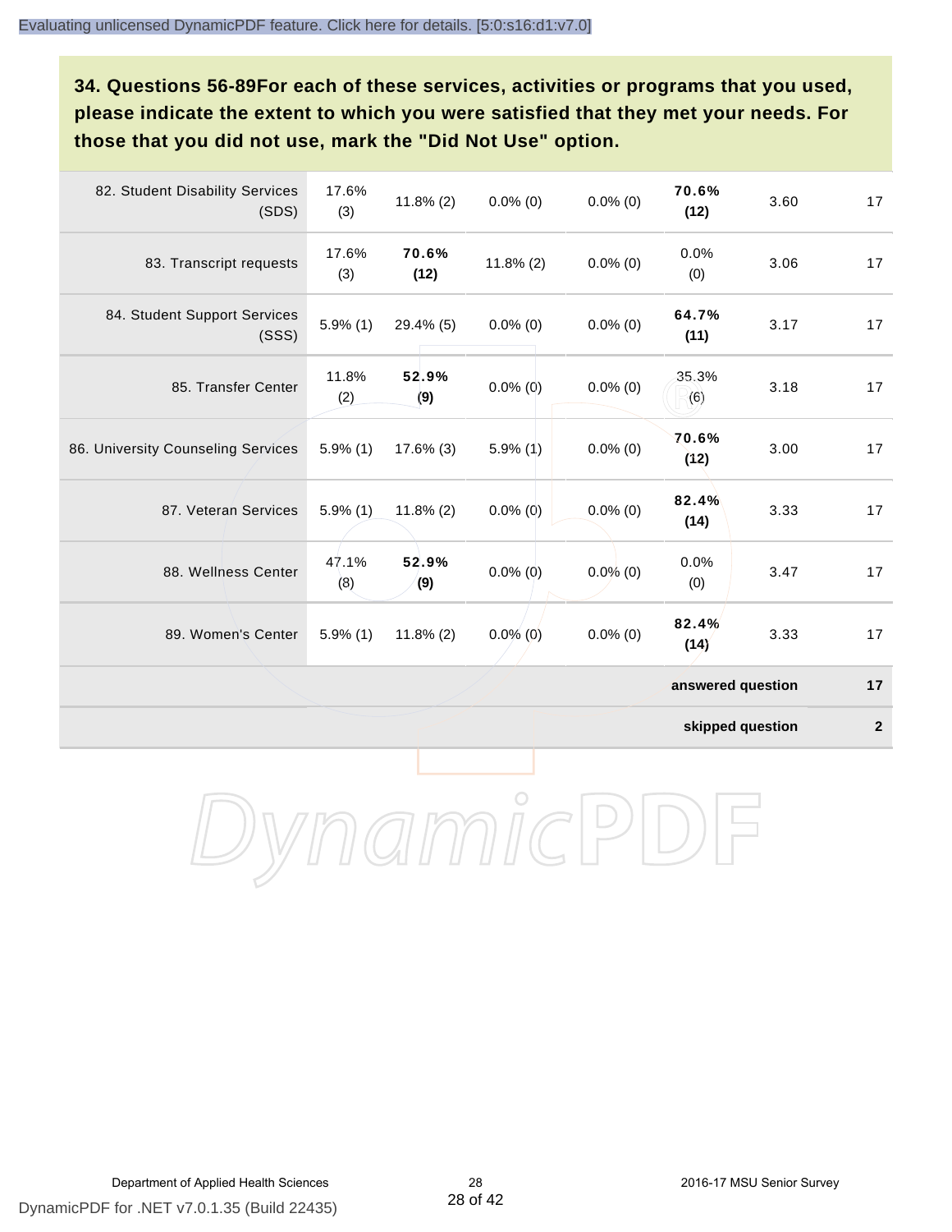**34. Questions 56-89For each of these services, activities or programs that you used, please indicate the extent to which you were satisfied that they met your needs. For those that you did not use, mark the "Did Not Use" option.**

| | | | | | | | |
|---|---|---|---|---|---|---|---|
| 82. Student Disability Services (SDS) | 17.6% (3) | 11.8% (2) | 0.0% (0) | 0.0% (0) | **70.6% (12)** | 3.60 | 17 |
| 83. Transcript requests | 17.6% (3) | **70.6% (12)** | 11.8% (2) | 0.0% (0) | 0.0% (0) | 3.06 | 17 |
| 84. Student Support Services (SSS) | 5.9% (1) | 29.4% (5) | 0.0% (0) | 0.0% (0) | **64.7% (11)** | 3.17 | 17 |
| 85. Transfer Center | 11.8% (2) | **52.9% (9)** | 0.0% (0) | 0.0% (0) | 35.3% (6) | 3.18 | 17 |
| 86. University Counseling Services | 5.9% (1) | 17.6% (3) | 5.9% (1) | 0.0% (0) | **70.6% (12)** | 3.00 | 17 |
| 87. Veteran Services | 5.9% (1) | 11.8% (2) | 0.0% (0) | 0.0% (0) | **82.4% (14)** | 3.33 | 17 |
| 88. Wellness Center | 47.1% (8) | **52.9% (9)** | 0.0% (0) | 0.0% (0) | 0.0% (0) | 3.47 | 17 |
| 89. Women's Center | 5.9% (1) | 11.8% (2) | 0.0% (0) | 0.0% (0) | **82.4% (14)** | 3.33 | 17 |
| | | | | | | **answered question** | **17** |
| | | | | | | **skipped question** | **2** |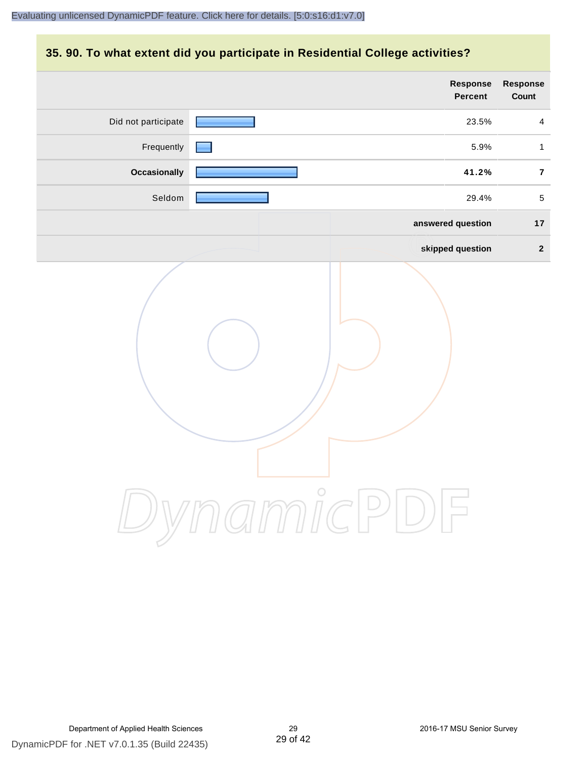## 35. 90. To what extent did you participate in Residential College activities?

| | Response Percent | Response Count |
|---|---|---|
| Did not participate | 23.5% | 4 |
| Frequently | 5.9% | 1 |
| **Occasionally** | **41.2%** | **7** |
| Seldom | 29.4% | 5 |
| | **answered question** | **17** |
| | **skipped question** | **2** |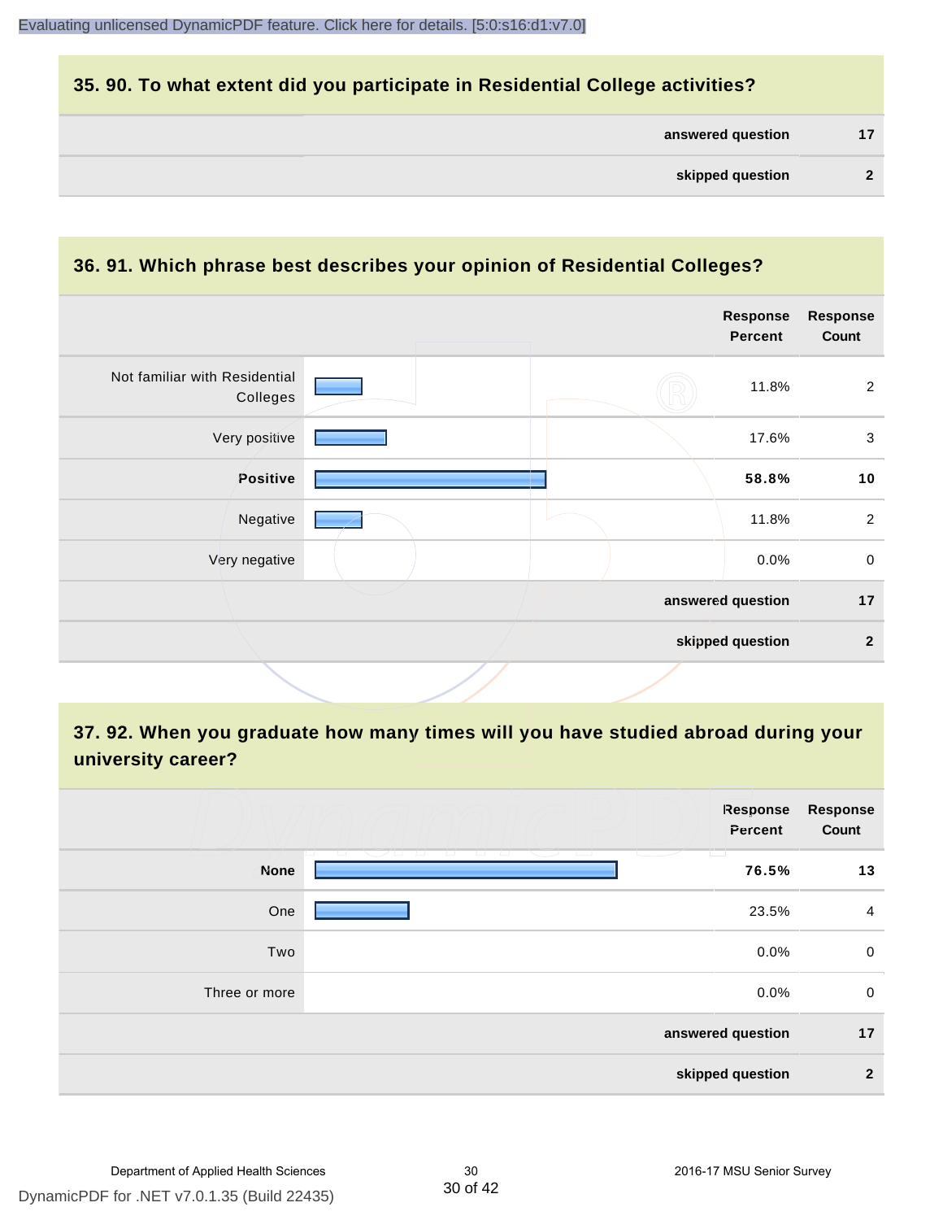## 35. 90. To what extent did you participate in Residential College activities?

| | |
|---|---|
| answered question | 17 |
| skipped question | 2 |

## 36. 91. Which phrase best describes your opinion of Residential Colleges?

| | Response Percent | Response Count |
|---|---|---|
| Not familiar with Residential Colleges | 11.8% | 2 |
| Very positive | 17.6% | 3 |
| **Positive** | **58.8%** | **10** |
| Negative | 11.8% | 2 |
| Very negative | 0.0% | 0 |
| answered question | | 17 |
| skipped question | | 2 |

## 37. 92. When you graduate how many times will you have studied abroad during your university career?

| | Response Percent | Response Count |
|---|---|---|
| **None** | **76.5%** | **13** |
| One | 23.5% | 4 |
| Two | 0.0% | 0 |
| Three or more | 0.0% | 0 |
| answered question | | 17 |
| skipped question | | 2 |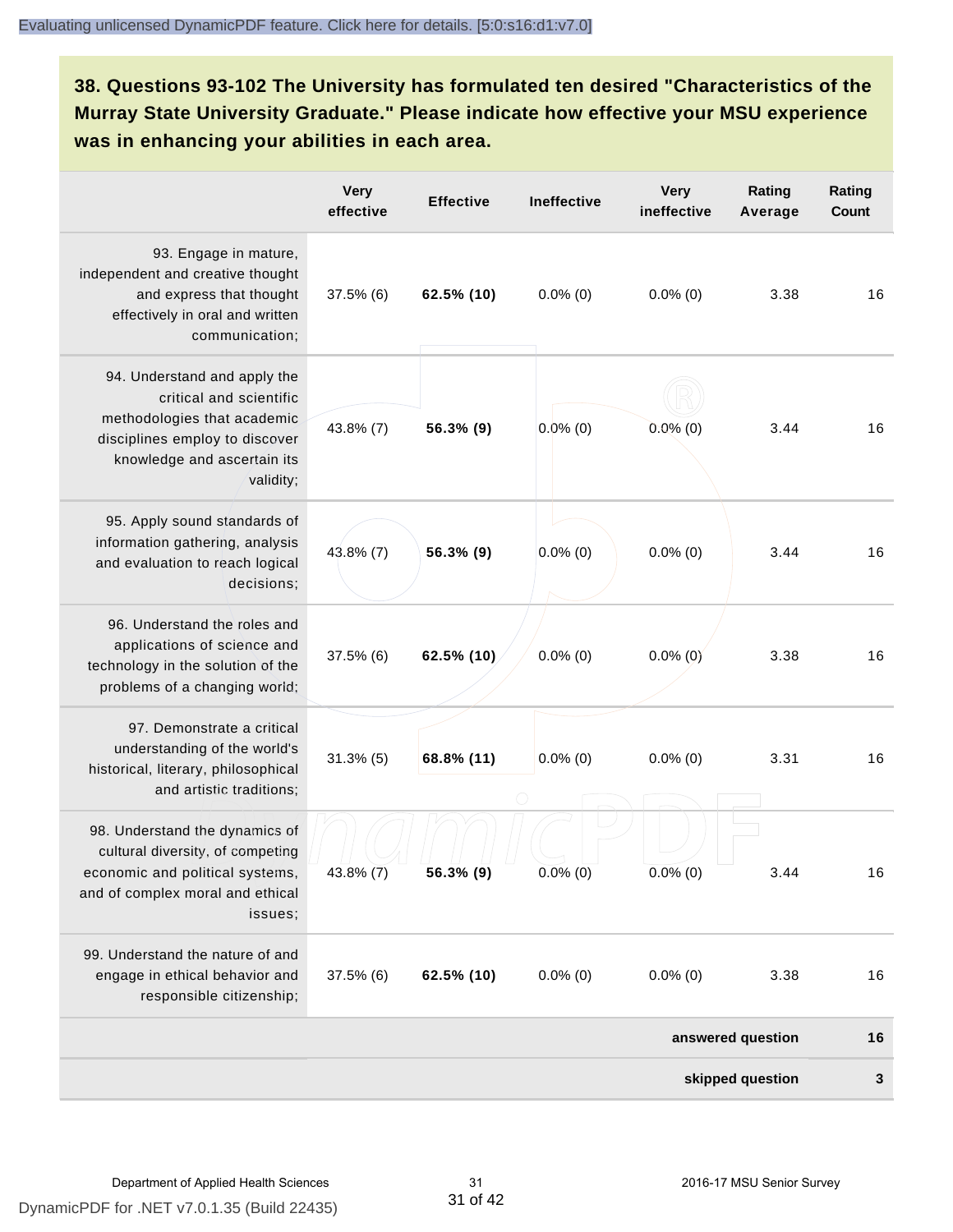**38. Questions 93-102 The University has formulated ten desired "Characteristics of the Murray State University Graduate." Please indicate how effective your MSU experience was in enhancing your abilities in each area.**

| | Very effective | Effective | Ineffective | Very ineffective | Rating Average | Rating Count |
|---|---|---|---|---|---|---|
| 93. Engage in mature, independent and creative thought and express that thought effectively in oral and written communication; | 37.5% (6) | **62.5% (10)** | 0.0% (0) | 0.0% (0) | 3.38 | 16 |
| 94. Understand and apply the critical and scientific methodologies that academic disciplines employ to discover knowledge and ascertain its validity; | 43.8% (7) | **56.3% (9)** | 0.0% (0) | 0.0% (0) | 3.44 | 16 |
| 95. Apply sound standards of information gathering, analysis and evaluation to reach logical decisions; | 43.8% (7) | **56.3% (9)** | 0.0% (0) | 0.0% (0) | 3.44 | 16 |
| 96. Understand the roles and applications of science and technology in the solution of the problems of a changing world; | 37.5% (6) | **62.5% (10)** | 0.0% (0) | 0.0% (0) | 3.38 | 16 |
| 97. Demonstrate a critical understanding of the world's historical, literary, philosophical and artistic traditions; | 31.3% (5) | **68.8% (11)** | 0.0% (0) | 0.0% (0) | 3.31 | 16 |
| 98. Understand the dynamics of cultural diversity, of competing economic and political systems, and of complex moral and ethical issues; | 43.8% (7) | **56.3% (9)** | 0.0% (0) | 0.0% (0) | 3.44 | 16 |
| 99. Understand the nature of and engage in ethical behavior and responsible citizenship; | 37.5% (6) | **62.5% (10)** | 0.0% (0) | 0.0% (0) | 3.38 | 16 |
| | | | | | **answered question** | **16** |
| | | | | | **skipped question** | **3** |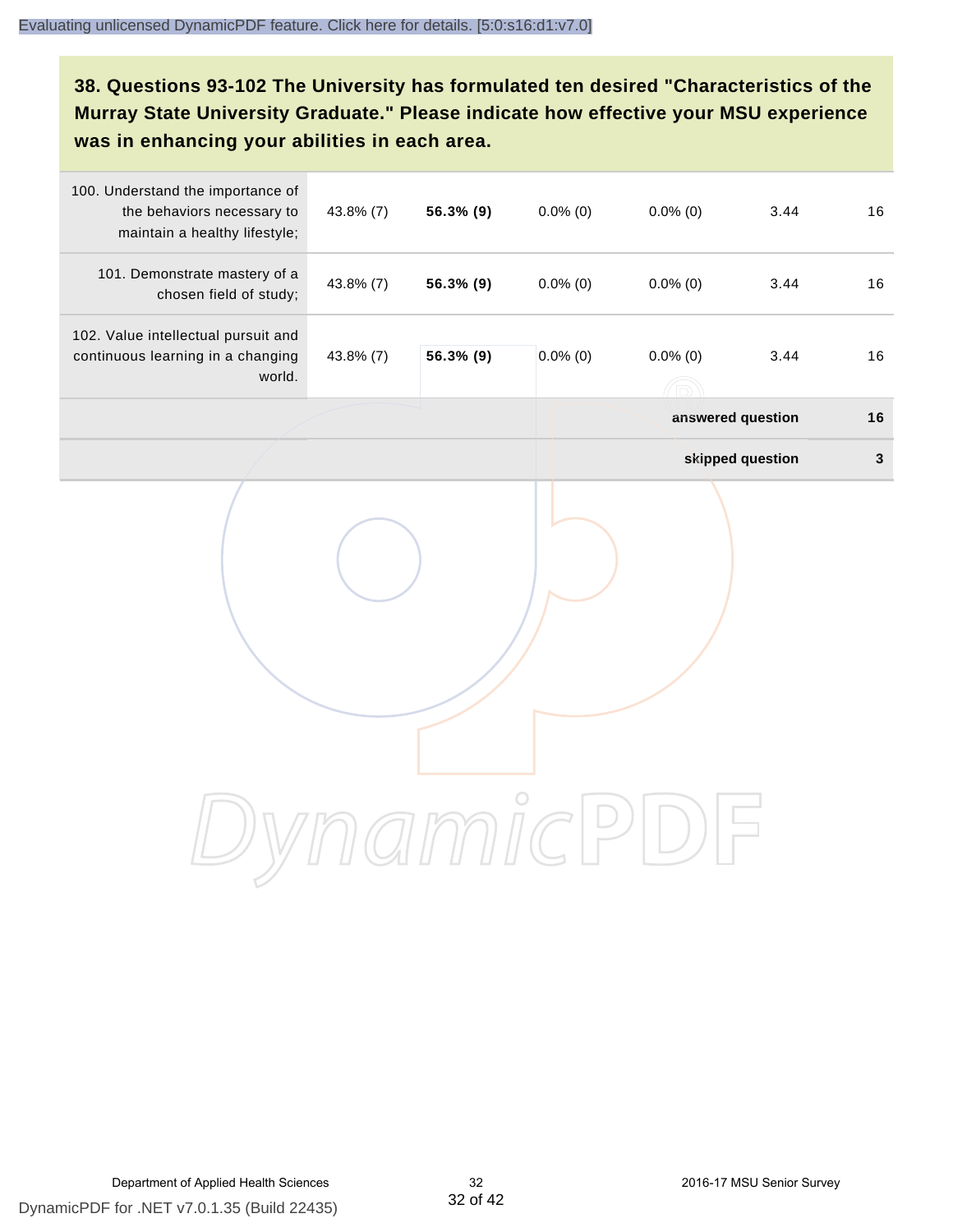**38. Questions 93-102 The University has formulated ten desired "Characteristics of the Murray State University Graduate." Please indicate how effective your MSU experience was in enhancing your abilities in each area.**

| | | | | | | |
|---|---|---|---|---|---|---|
| 100. Understand the importance of the behaviors necessary to maintain a healthy lifestyle; | 43.8% (7) | **56.3% (9)** | 0.0% (0) | 0.0% (0) | 3.44 | 16 |
| 101. Demonstrate mastery of a chosen field of study; | 43.8% (7) | **56.3% (9)** | 0.0% (0) | 0.0% (0) | 3.44 | 16 |
| 102. Value intellectual pursuit and continuous learning in a changing world. | 43.8% (7) | **56.3% (9)** | 0.0% (0) | 0.0% (0) | 3.44 | 16 |
| | | | | | **answered question** | **16** |
| | | | | | **skipped question** | **3** |

Department of Applied Health Sciences | 2016-17 MSU Senior Survey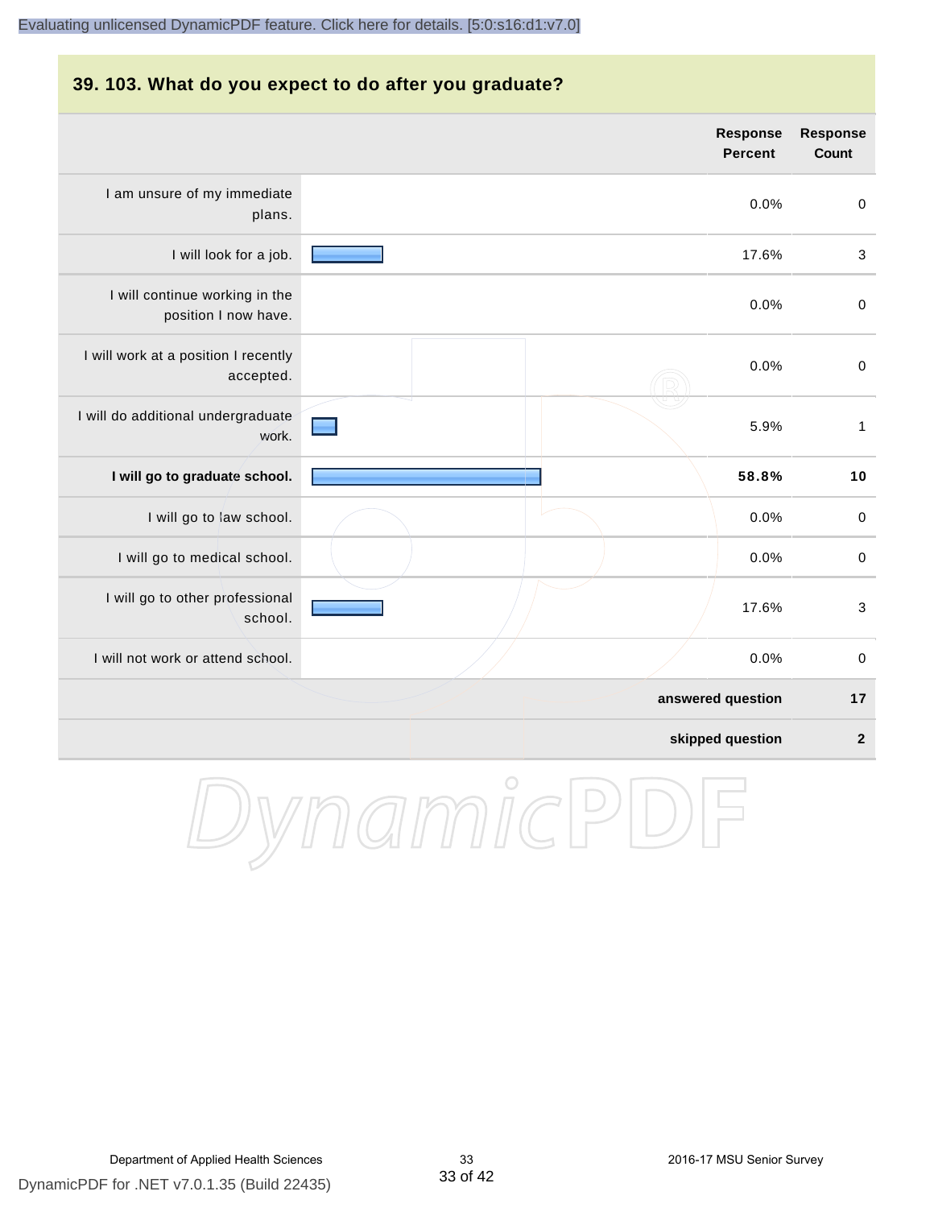## 39. 103. What do you expect to do after you graduate?

| | Response Percent | Response Count |
|---|---|---|
| I am unsure of my immediate plans. | 0.0% | 0 |
| I will look for a job. | 17.6% | 3 |
| I will continue working in the position I now have. | 0.0% | 0 |
| I will work at a position I recently accepted. | 0.0% | 0 |
| I will do additional undergraduate work. | 5.9% | 1 |
| **I will go to graduate school.** | **58.8%** | **10** |
| I will go to law school. | 0.0% | 0 |
| I will go to medical school. | 0.0% | 0 |
| I will go to other professional school. | 17.6% | 3 |
| I will not work or attend school. | 0.0% | 0 |
| | **answered question** | **17** |
| | **skipped question** | **2** |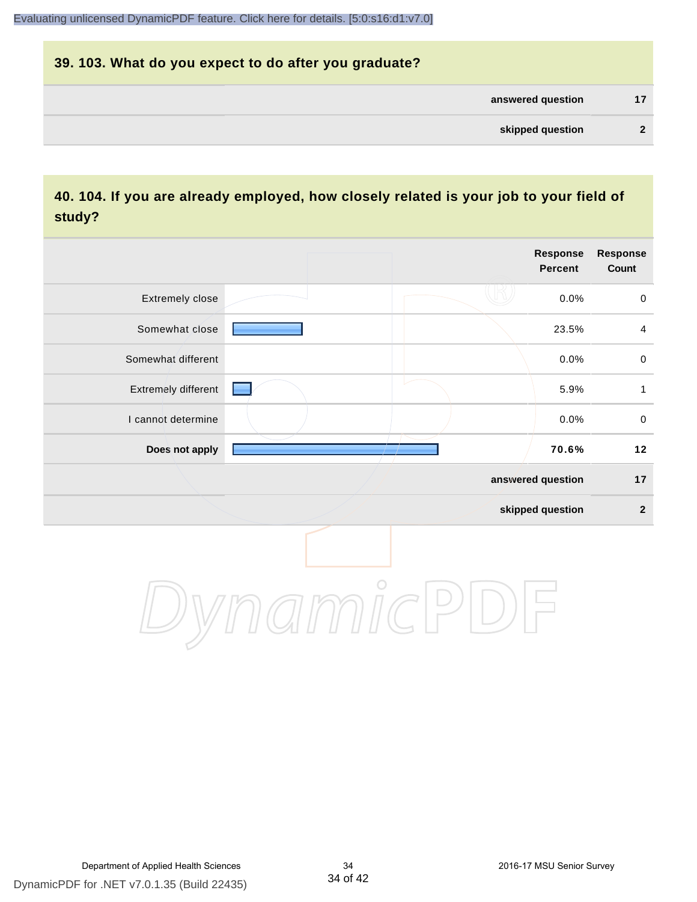## 39. 103. What do you expect to do after you graduate?

| | |
|---|---|
| answered question | 17 |
| skipped question | 2 |

## 40. 104. If you are already employed, how closely related is your job to your field of study?

| | Response Percent | Response Count |
|---|---|---|
| Extremely close | 0.0% | 0 |
| Somewhat close | 23.5% | 4 |
| Somewhat different | 0.0% | 0 |
| Extremely different | 5.9% | 1 |
| I cannot determine | 0.0% | 0 |
| **Does not apply** | **70.6%** | **12** |
| answered question | | 17 |
| skipped question | | 2 |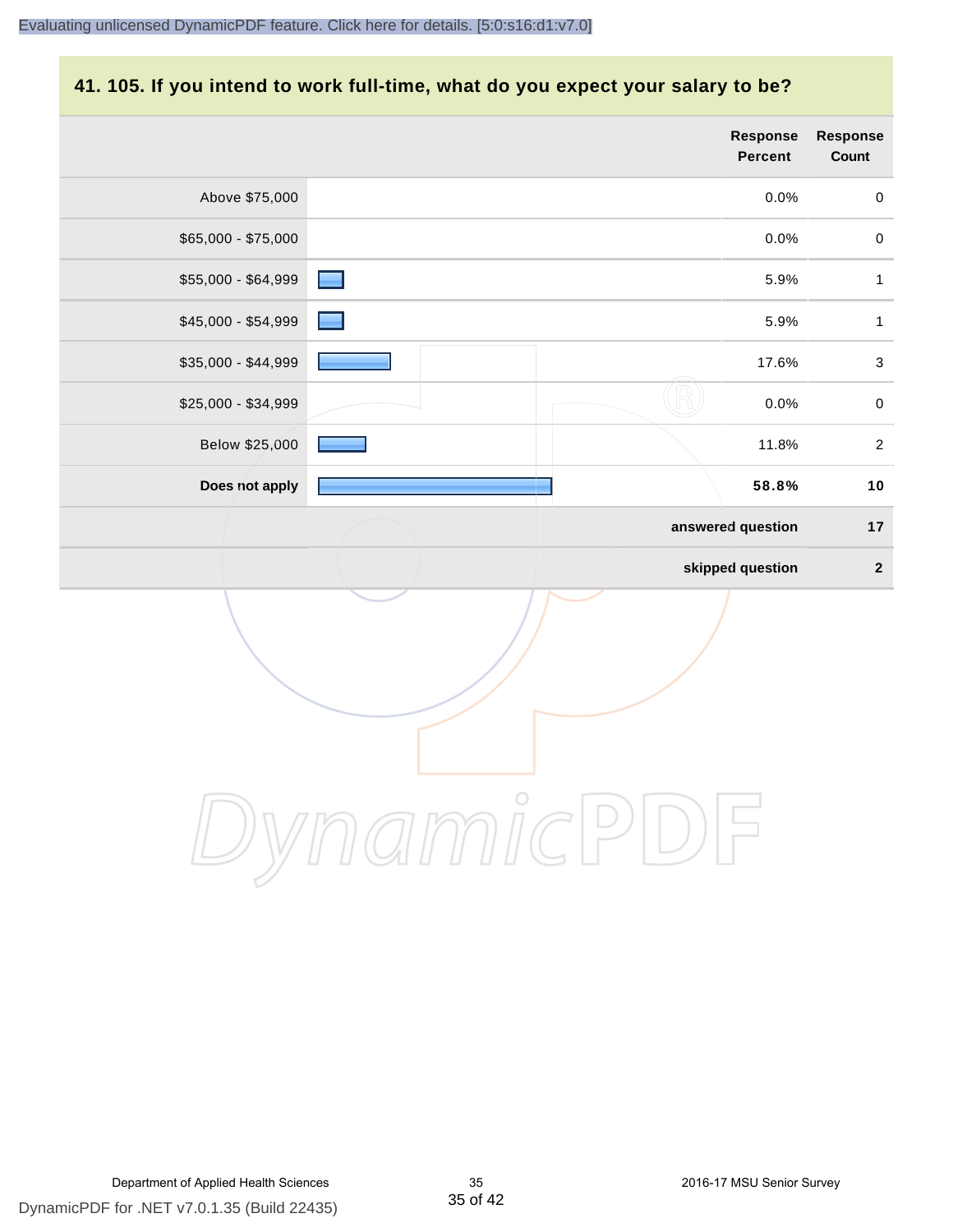## 41. 105. If you intend to work full-time, what do you expect your salary to be?

| | Response Percent | Response Count |
|---|---|---|
| Above $75,000 | 0.0% | 0 |
| $65,000 - $75,000 | 0.0% | 0 |
| $55,000 - $64,999 | 5.9% | 1 |
| $45,000 - $54,999 | 5.9% | 1 |
| $35,000 - $44,999 | 17.6% | 3 |
| $25,000 - $34,999 | 0.0% | 0 |
| Below $25,000 | 11.8% | 2 |
| **Does not apply** | **58.8%** | **10** |
| | **answered question** | **17** |
| | **skipped question** | **2** |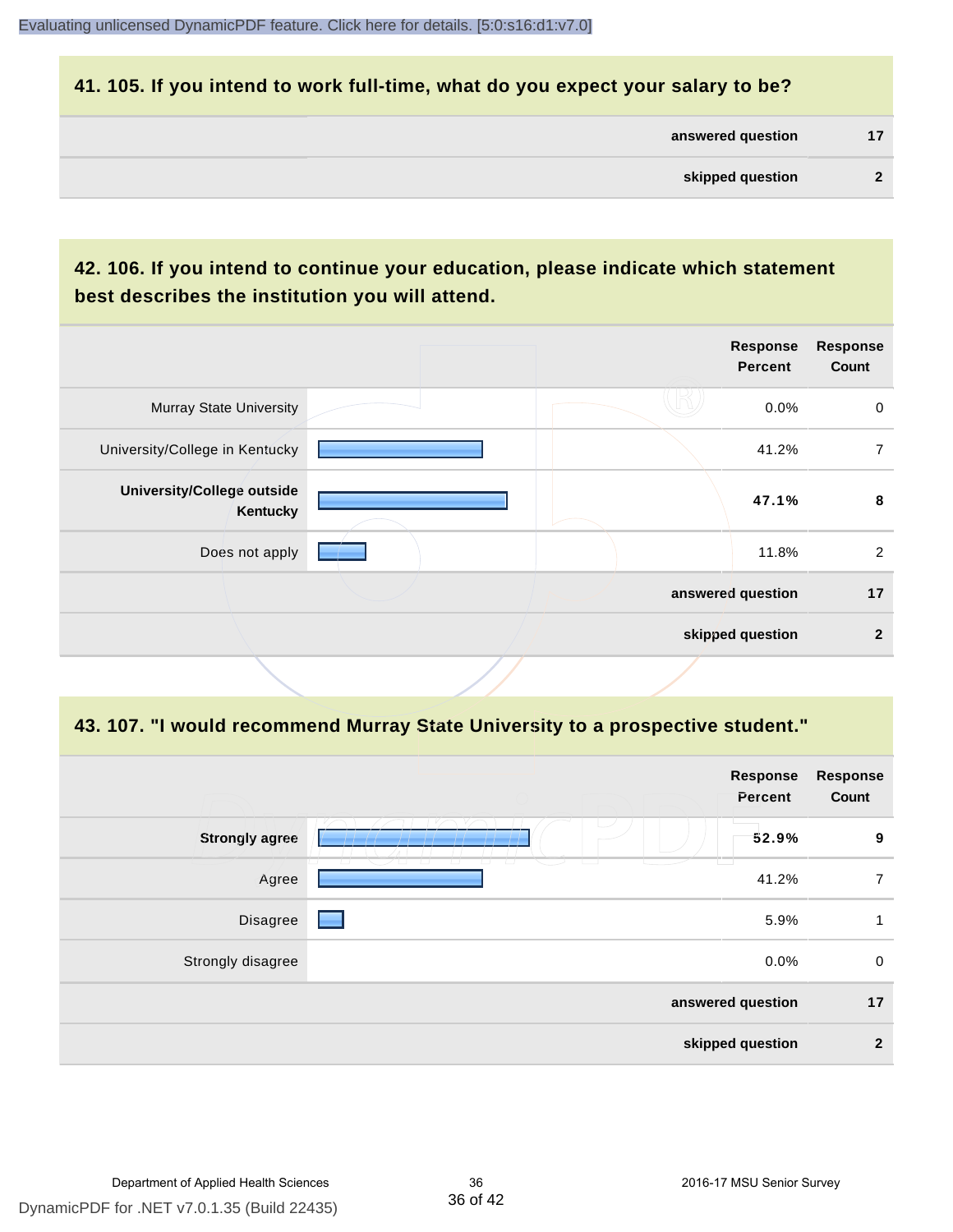## 41. 105. If you intend to work full-time, what do you expect your salary to be?

| | |
|---|---|
| **answered question** | **17** |
| **skipped question** | **2** |

## 42. 106. If you intend to continue your education, please indicate which statement best describes the institution you will attend.

| | Response Percent | Response Count |
|---|---|---|
| Murray State University | 0.0% | 0 |
| University/College in Kentucky | 41.2% | 7 |
| **University/College outside Kentucky** | **47.1%** | **8** |
| Does not apply | 11.8% | 2 |
| | **answered question** | **17** |
| | **skipped question** | **2** |

## 43. 107. "I would recommend Murray State University to a prospective student."

| | Response Percent | Response Count |
|---|---|---|
| **Strongly agree** | **52.9%** | **9** |
| Agree | 41.2% | 7 |
| Disagree | 5.9% | 1 |
| Strongly disagree | 0.0% | 0 |
| | **answered question** | **17** |
| | **skipped question** | **2** |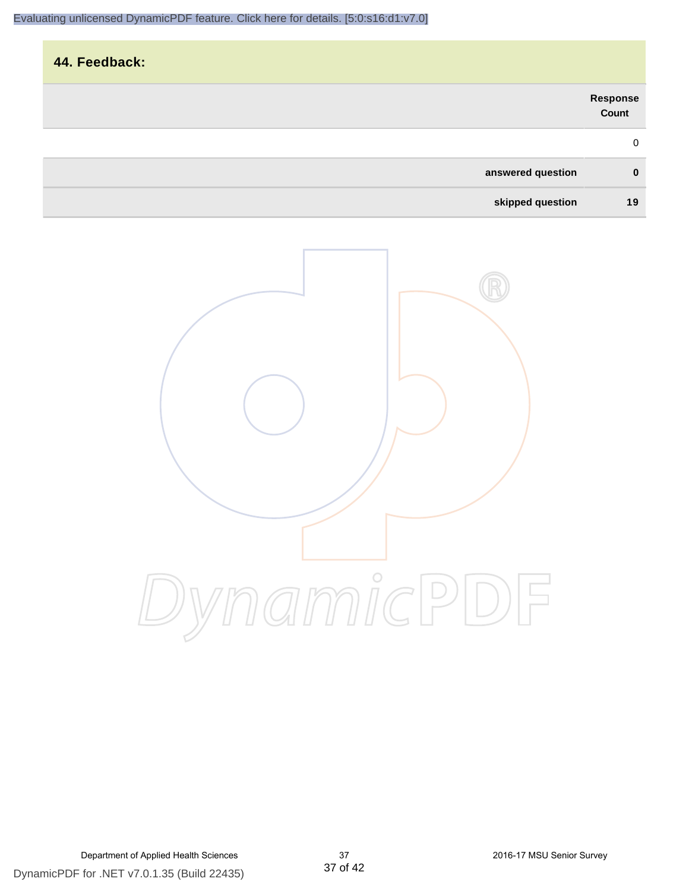## 44. Feedback:

| | Response Count |
|---|---|
| | 0 |
| **answered question** | **0** |
| **skipped question** | **19** |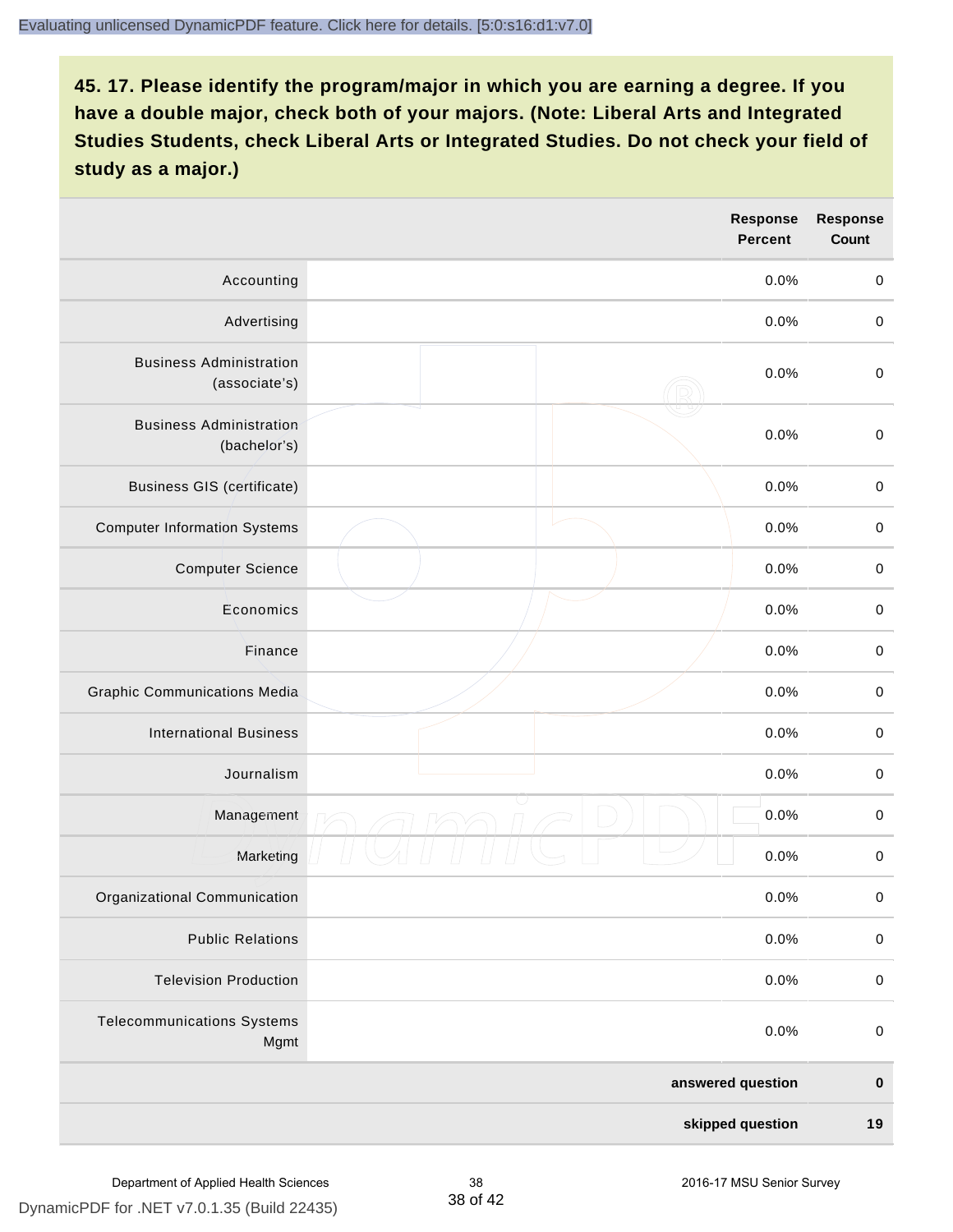## 45. 17. Please identify the program/major in which you are earning a degree. If you have a double major, check both of your majors. (Note: Liberal Arts and Integrated Studies Students, check Liberal Arts or Integrated Studies. Do not check your field of study as a major.)

| | Response Percent | Response Count |
|---|---|---|
| Accounting | 0.0% | 0 |
| Advertising | 0.0% | 0 |
| Business Administration (associate's) | 0.0% | 0 |
| Business Administration (bachelor's) | 0.0% | 0 |
| Business GIS (certificate) | 0.0% | 0 |
| Computer Information Systems | 0.0% | 0 |
| Computer Science | 0.0% | 0 |
| Economics | 0.0% | 0 |
| Finance | 0.0% | 0 |
| Graphic Communications Media | 0.0% | 0 |
| International Business | 0.0% | 0 |
| Journalism | 0.0% | 0 |
| Management | 0.0% | 0 |
| Marketing | 0.0% | 0 |
| Organizational Communication | 0.0% | 0 |
| Public Relations | 0.0% | 0 |
| Television Production | 0.0% | 0 |
| Telecommunications Systems Mgmt | 0.0% | 0 |
| | **answered question** | **0** |
| | **skipped question** | **19** |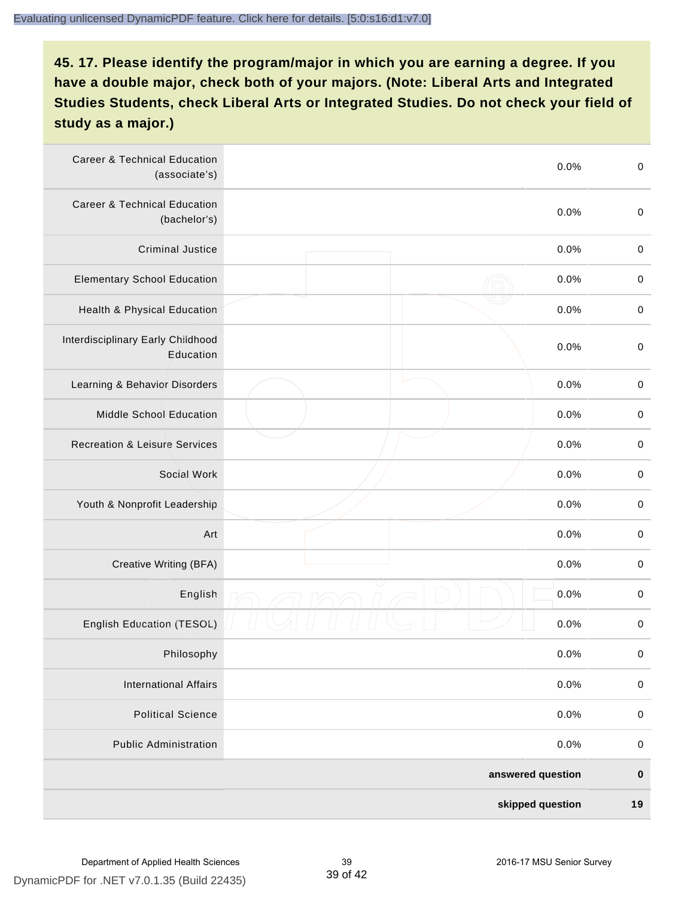## 45. 17. Please identify the program/major in which you are earning a degree. If you have a double major, check both of your majors. (Note: Liberal Arts and Integrated Studies Students, check Liberal Arts or Integrated Studies. Do not check your field of study as a major.)

| | | | |
|---|---|---|---|
| Career & Technical Education (associate's) | | 0.0% | 0 |
| Career & Technical Education (bachelor's) | | 0.0% | 0 |
| Criminal Justice | | 0.0% | 0 |
| Elementary School Education | | 0.0% | 0 |
| Health & Physical Education | | 0.0% | 0 |
| Interdisciplinary Early Childhood Education | | 0.0% | 0 |
| Learning & Behavior Disorders | | 0.0% | 0 |
| Middle School Education | | 0.0% | 0 |
| Recreation & Leisure Services | | 0.0% | 0 |
| Social Work | | 0.0% | 0 |
| Youth & Nonprofit Leadership | | 0.0% | 0 |
| Art | | 0.0% | 0 |
| Creative Writing (BFA) | | 0.0% | 0 |
| English | | 0.0% | 0 |
| English Education (TESOL) | | 0.0% | 0 |
| Philosophy | | 0.0% | 0 |
| International Affairs | | 0.0% | 0 |
| Political Science | | 0.0% | 0 |
| Public Administration | | 0.0% | 0 |
| | | **answered question** | **0** |
| | | **skipped question** | **19** |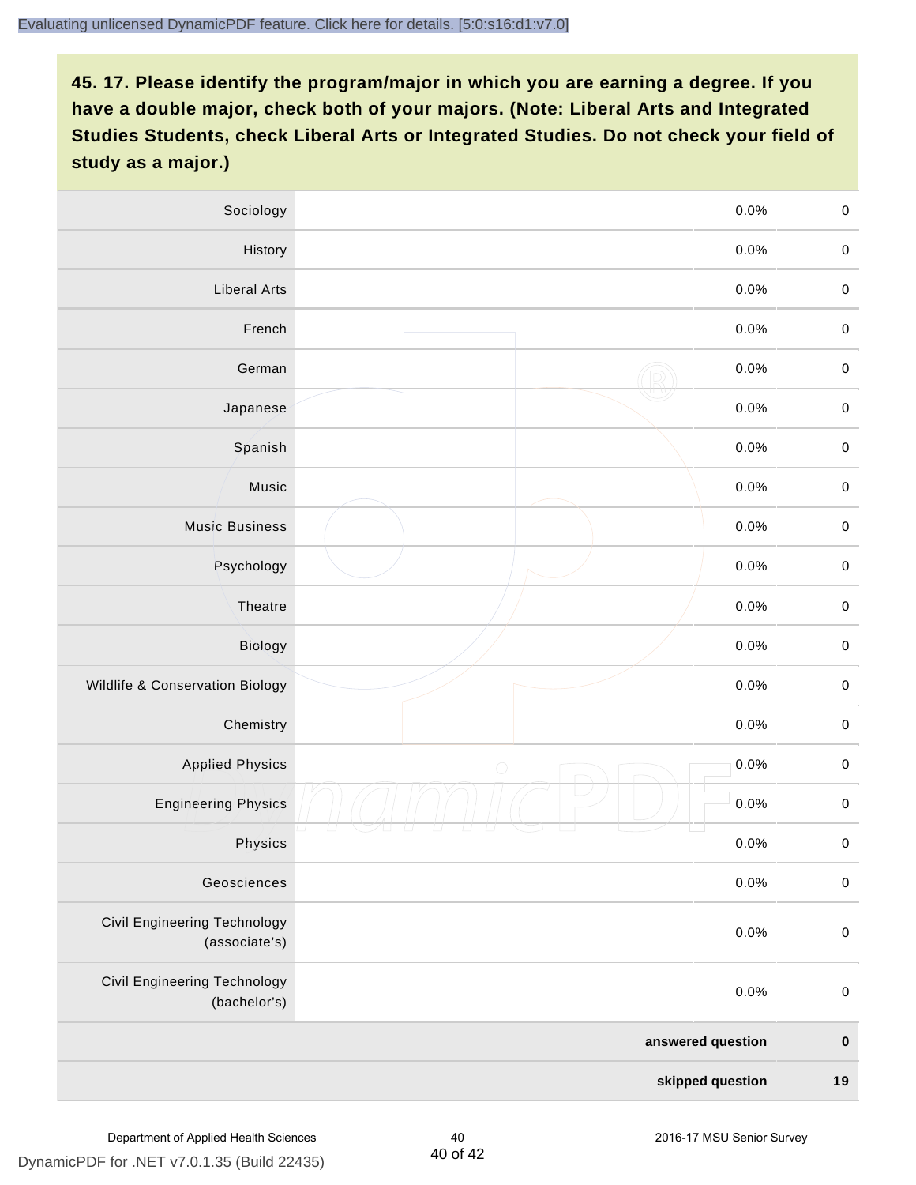**45. 17. Please identify the program/major in which you are earning a degree. If you have a double major, check both of your majors. (Note: Liberal Arts and Integrated Studies Students, check Liberal Arts or Integrated Studies. Do not check your field of study as a major.)**

| | | | |
|---|---|---|---|
| Sociology | | 0.0% | 0 |
| History | | 0.0% | 0 |
| Liberal Arts | | 0.0% | 0 |
| French | | 0.0% | 0 |
| German | | 0.0% | 0 |
| Japanese | | 0.0% | 0 |
| Spanish | | 0.0% | 0 |
| Music | | 0.0% | 0 |
| Music Business | | 0.0% | 0 |
| Psychology | | 0.0% | 0 |
| Theatre | | 0.0% | 0 |
| Biology | | 0.0% | 0 |
| Wildlife & Conservation Biology | | 0.0% | 0 |
| Chemistry | | 0.0% | 0 |
| Applied Physics | | 0.0% | 0 |
| Engineering Physics | | 0.0% | 0 |
| Physics | | 0.0% | 0 |
| Geosciences | | 0.0% | 0 |
| Civil Engineering Technology (associate's) | | 0.0% | 0 |
| Civil Engineering Technology (bachelor's) | | 0.0% | 0 |
| | | **answered question** | **0** |
| | | **skipped question** | **19** |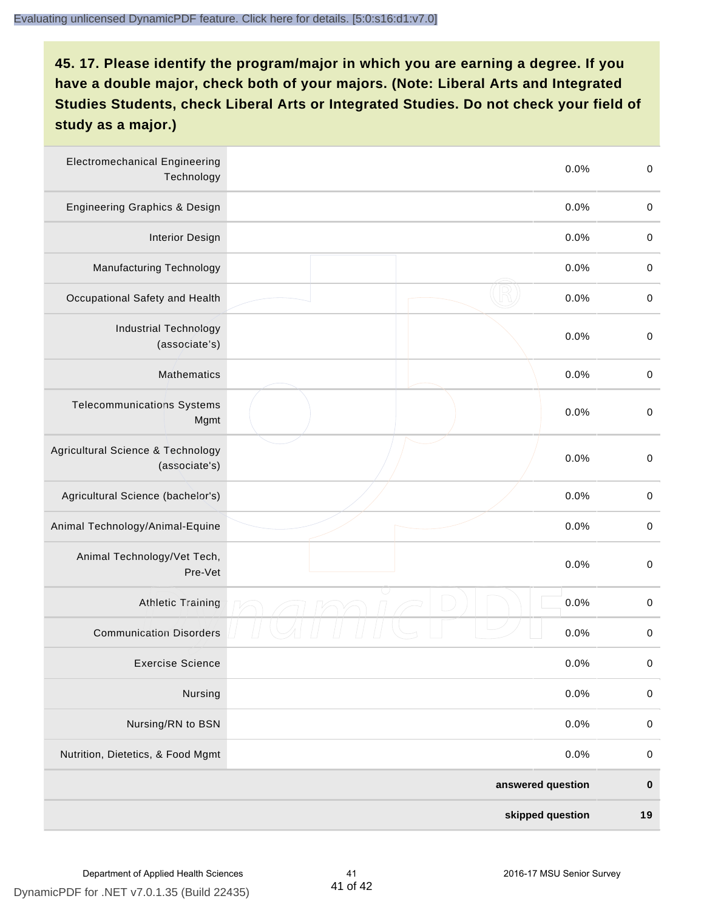## 45. 17. Please identify the program/major in which you are earning a degree. If you have a double major, check both of your majors. (Note: Liberal Arts and Integrated Studies Students, check Liberal Arts or Integrated Studies. Do not check your field of study as a major.)

| | | | |
|---|---|---|---|
| Electromechanical Engineering Technology | | 0.0% | 0 |
| Engineering Graphics & Design | | 0.0% | 0 |
| Interior Design | | 0.0% | 0 |
| Manufacturing Technology | | 0.0% | 0 |
| Occupational Safety and Health | | 0.0% | 0 |
| Industrial Technology (associate's) | | 0.0% | 0 |
| Mathematics | | 0.0% | 0 |
| Telecommunications Systems Mgmt | | 0.0% | 0 |
| Agricultural Science & Technology (associate's) | | 0.0% | 0 |
| Agricultural Science (bachelor's) | | 0.0% | 0 |
| Animal Technology/Animal-Equine | | 0.0% | 0 |
| Animal Technology/Vet Tech, Pre-Vet | | 0.0% | 0 |
| Athletic Training | | 0.0% | 0 |
| Communication Disorders | | 0.0% | 0 |
| Exercise Science | | 0.0% | 0 |
| Nursing | | 0.0% | 0 |
| Nursing/RN to BSN | | 0.0% | 0 |
| Nutrition, Dietetics, & Food Mgmt | | 0.0% | 0 |
| | | **answered question** | **0** |
| | | **skipped question** | **19** |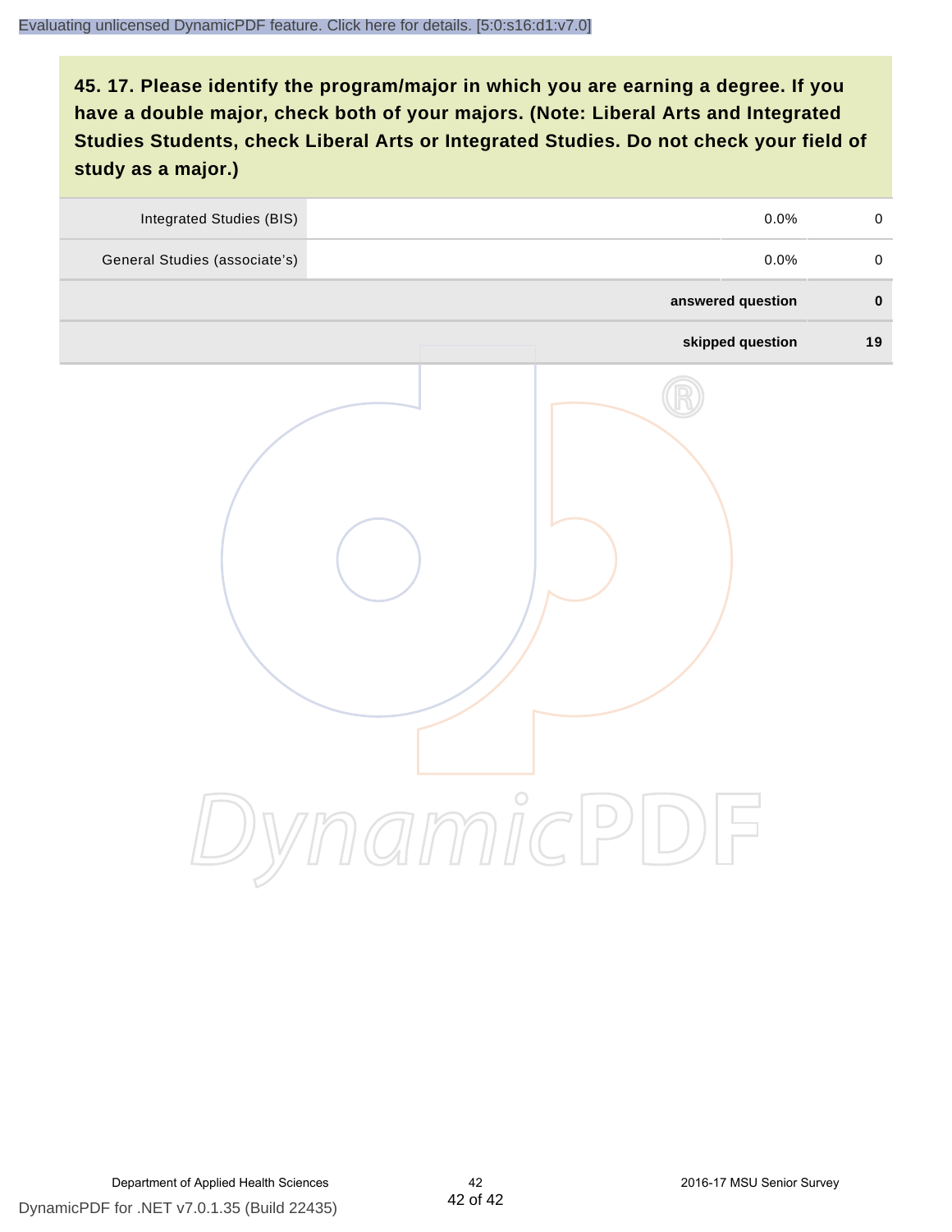Evaluating unlicensed DynamicPDF feature. Click here for details. [5:0:s16:d1:v7.0]

**45. 17. Please identify the program/major in which you are earning a degree. If you have a double major, check both of your majors. (Note: Liberal Arts and Integrated Studies Students, check Liberal Arts or Integrated Studies. Do not check your field of study as a major.)**

| | | | |
|---|---|---|---|
| Integrated Studies (BIS) | | 0.0% | 0 |
| General Studies (associate's) | | 0.0% | 0 |
| | | **answered question** | **0** |
| | | **skipped question** | **19** |